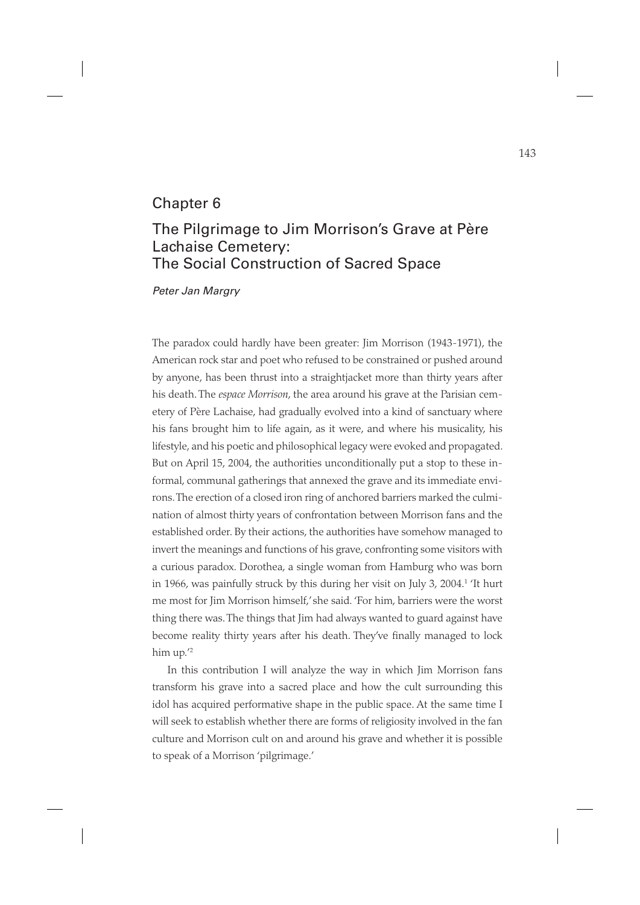# Chapter 6

## The Pilgrimage to Jim Morrison's Grave at Père Lachaise Cemetery: The Social Construction of Sacred Space

*Peter Jan Margry*

The paradox could hardly have been greater: Jim Morrison (1943-1971), the American rock star and poet who refused to be constrained or pushed around by anyone, has been thrust into a straightjacket more than thirty years after his death. The *espace Morrison*, the area around his grave at the Parisian cemetery of Père Lachaise, had gradually evolved into a kind of sanctuary where his fans brought him to life again, as it were, and where his musicality, his lifestyle, and his poetic and philosophical legacy were evoked and propagated. But on April 15, 2004, the authorities unconditionally put a stop to these informal, communal gatherings that annexed the grave and its immediate environs. The erection of a closed iron ring of anchored barriers marked the culmination of almost thirty years of confrontation between Morrison fans and the established order. By their actions, the authorities have somehow managed to invert the meanings and functions of his grave, confronting some visitors with a curious paradox. Dorothea, a single woman from Hamburg who was born in 1966, was painfully struck by this during her visit on July 3, 2004.[1] 'It hurt me most for Jim Morrison himself,' she said. 'For him, barriers were the worst thing there was. The things that Jim had always wanted to guard against have become reality thirty years after his death. They've finally managed to lock him up.'[2]

In this contribution I will analyze the way in which Jim Morrison fans transform his grave into a sacred place and how the cult surrounding this idol has acquired performative shape in the public space. At the same time I will seek to establish whether there are forms of religiosity involved in the fan culture and Morrison cult on and around his grave and whether it is possible to speak of a Morrison 'pilgrimage.'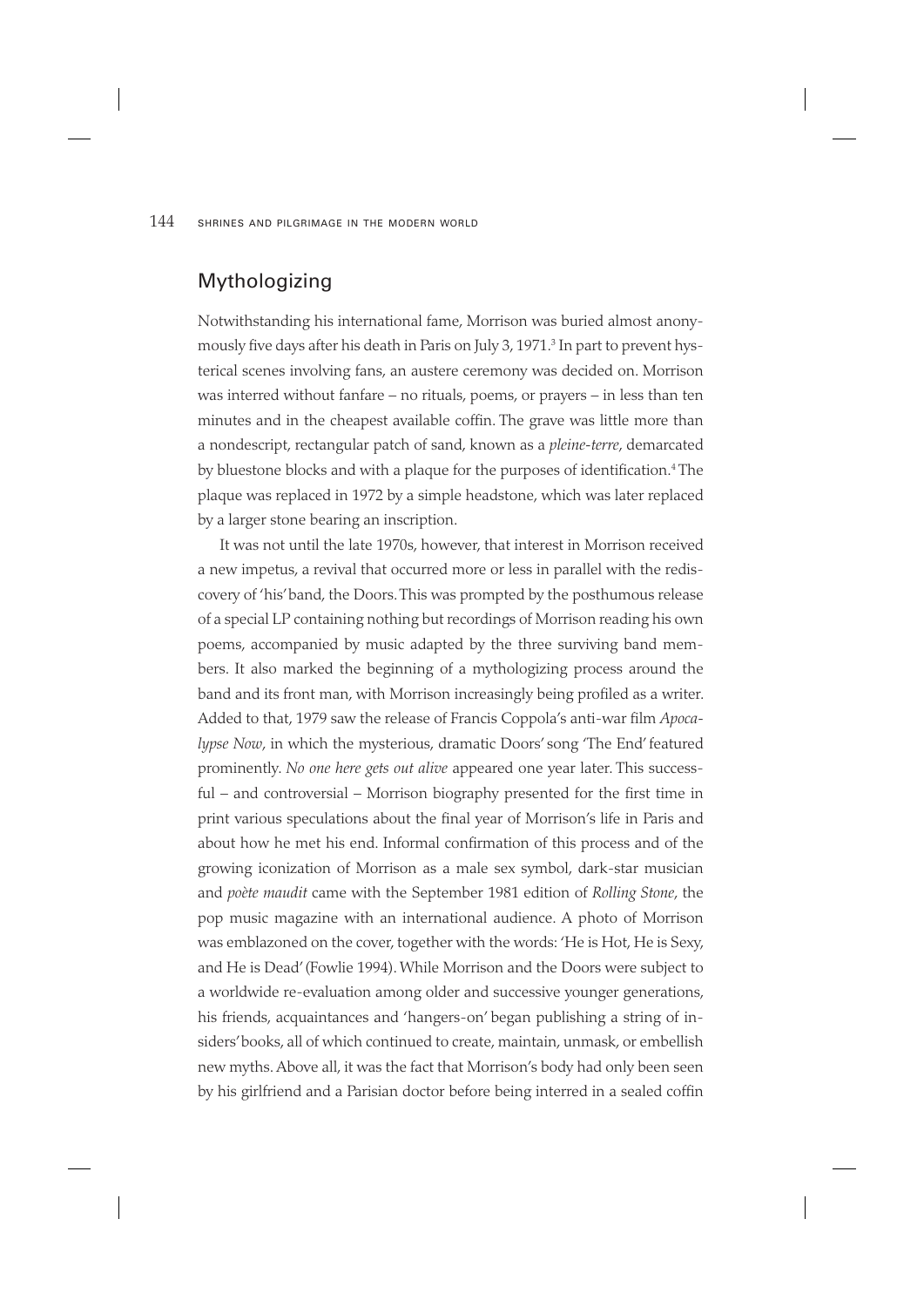## Mythologizing

Notwithstanding his international fame, Morrison was buried almost anonymously five after his death in Paris on July 3, 1971.[3] In part to prevent hysterical scenes involving fans, an austere ceremony was decided on. Morrison was interred without fanfare – no rituals, poems, or prayers – in less than ten minutes and in the cheapest available coffin. The grave was little more than a nondescript, rectangular patch of sand, known as a *pleine-terre*, demarcated by bluestone blocks and with a plaque for the purposes of identification.[4] The plaque was replaced in 1972 by a simple headstone, which was later replaced by a larger stone bearing an inscription.

It was not until the late 1970s, however, that interest in Morrison received a new impetus, a revival that occurred more or less in parallel with the rediscovery of 'his' band, the Doors. This was prompted by the posthumous release of a special LP containing nothing but recordings of Morrison reading his own poems, accompanied by music adapted by the three surviving band members. It also marked the beginning of a mythologizing process around the band and its front man, with Morrison increasingly being profiled as a writer. Added to that, 1979 saw the release of Francis Coppola's anti-war film *Apocalypse Now*, in which the mysterious, dramatic Doors' song 'The End' featured prominently. *No one here gets out alive* appeared one year later. This successful – and controversial – Morrison biography presented for the first time in print various speculations about the final year of Morrison's life in Paris and about how he met his end. Informal confirmation of this process and of the growing iconization of Morrison as a male sex symbol, dark-star musician and *poète maudit* came with the September 1981 edition of *Rolling Stone*, the pop music magazine with an international audience. A photo of Morrison was emblazoned on the cover, together with the words: 'He is Hot, He is Sexy, and He is Dead' (Fowlie 1994). While Morrison and the Doors were subject to a worldwide re-evaluation among older and successive younger generations, his friends, acquaintances and 'hangers-on' began publishing a string of insiders' books, all of which continued to create, maintain, unmask, or embellish new myths. Above all, it was the fact that Morrison's body had only been seen by his girlfriend and a Parisian doctor before being interred in a sealed coffin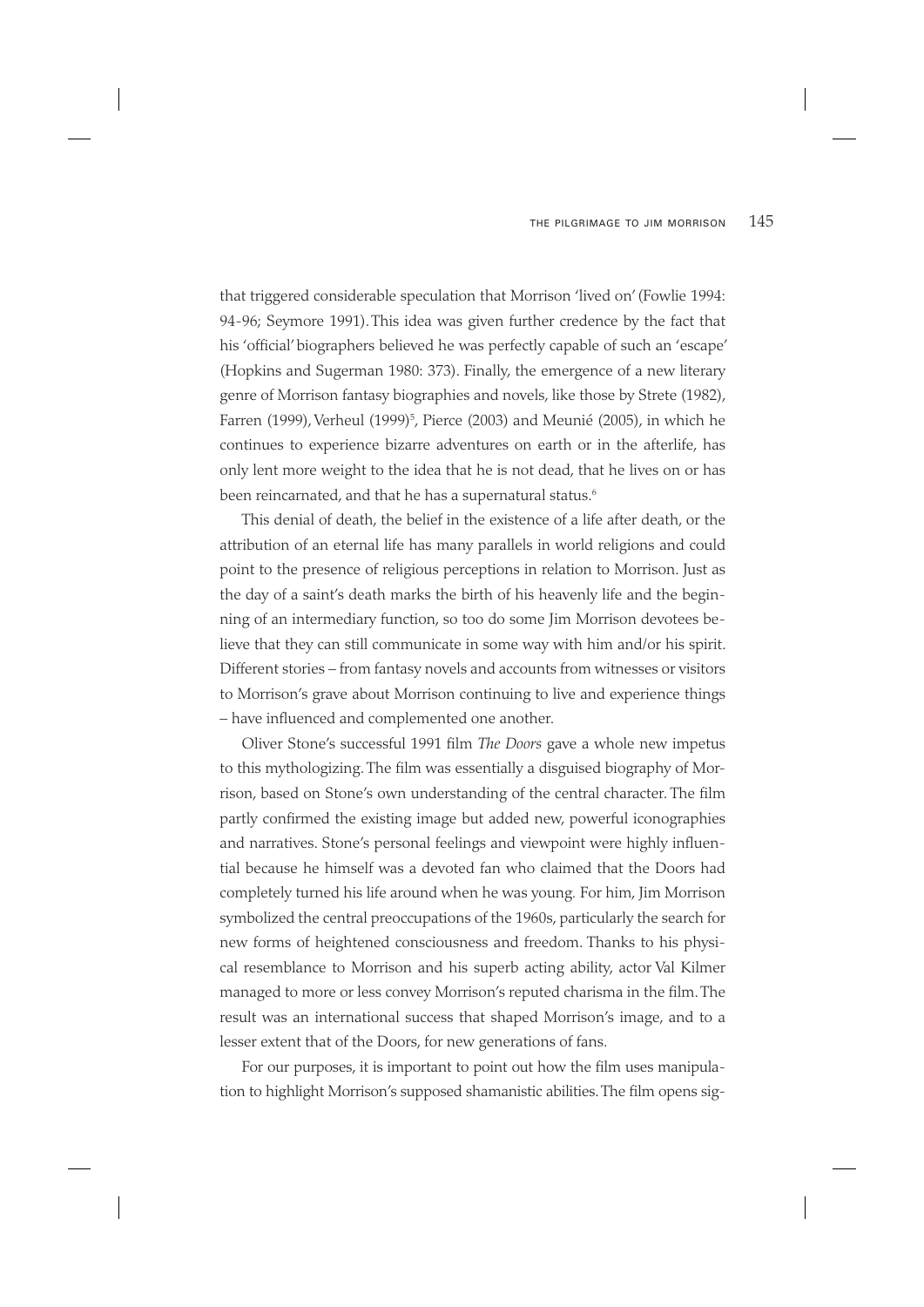that triggered considerable speculation that Morrison 'lived on' (Fowlie 1994: 94-96; Seymore 1991). This idea was given further credence by the fact that his 'official' biographers believed he was perfectly capable of such an 'escape' (Hopkins and Sugerman 1980: 373). Finally, the emergence of a new literary genre of Morrison fantasy biographies and novels, like those by Strete (1982), Farren (1999), Verheul (1999)[5], Pierce (2003) and Meunié (2005), in which he continues to experience bizarre adventures on earth or in the afterlife, has only lent more weight to the idea that he is not dead, that he lives on or has been reincarnated, and that he has a supernatural status.[6]

This denial of death, the belief in the existence of a life after death, or the attribution of an eternal life has many parallels in world religions and could point to the presence of religious perceptions in relation to Morrison. Just as the day of a saint's death marks the birth of his heavenly life and the beginning of an intermediary function, so too do some Jim Morrison devotees believe that they can still communicate in some way with him and/or his spirit. Different stories – from fantasy novels and accounts from witnesses or visitors to Morrison's grave about Morrison continuing to live and experience things – have influenced and complemented one another.

Oliver Stone's successful 1991 film *The Doors* gave a whole new impetus to this mythologizing. The film was essentially a disguised biography of Morrison, based on Stone's own understanding of the central character. The film partly confirmed the existing image but added new, powerful iconographies and narratives. Stone's personal feelings and viewpoint were highly influential because he himself was a devoted fan who claimed that the Doors had completely turned his life around when he was young. For him, Jim Morrison symbolized the central preoccupations of the 1960s, particularly the search for new forms of heightened consciousness and freedom. Thanks to his physical resemblance to Morrison and his superb acting ability, actor Val Kilmer managed to more or less convey Morrison's reputed charisma in the film. The result was an international success that shaped Morrison's image, and to a lesser extent that of the Doors, for new generations of fans.

For our purposes, it is important to point out how the film uses manipulation to highlight Morrison's supposed shamanistic abilities. The film opens sig-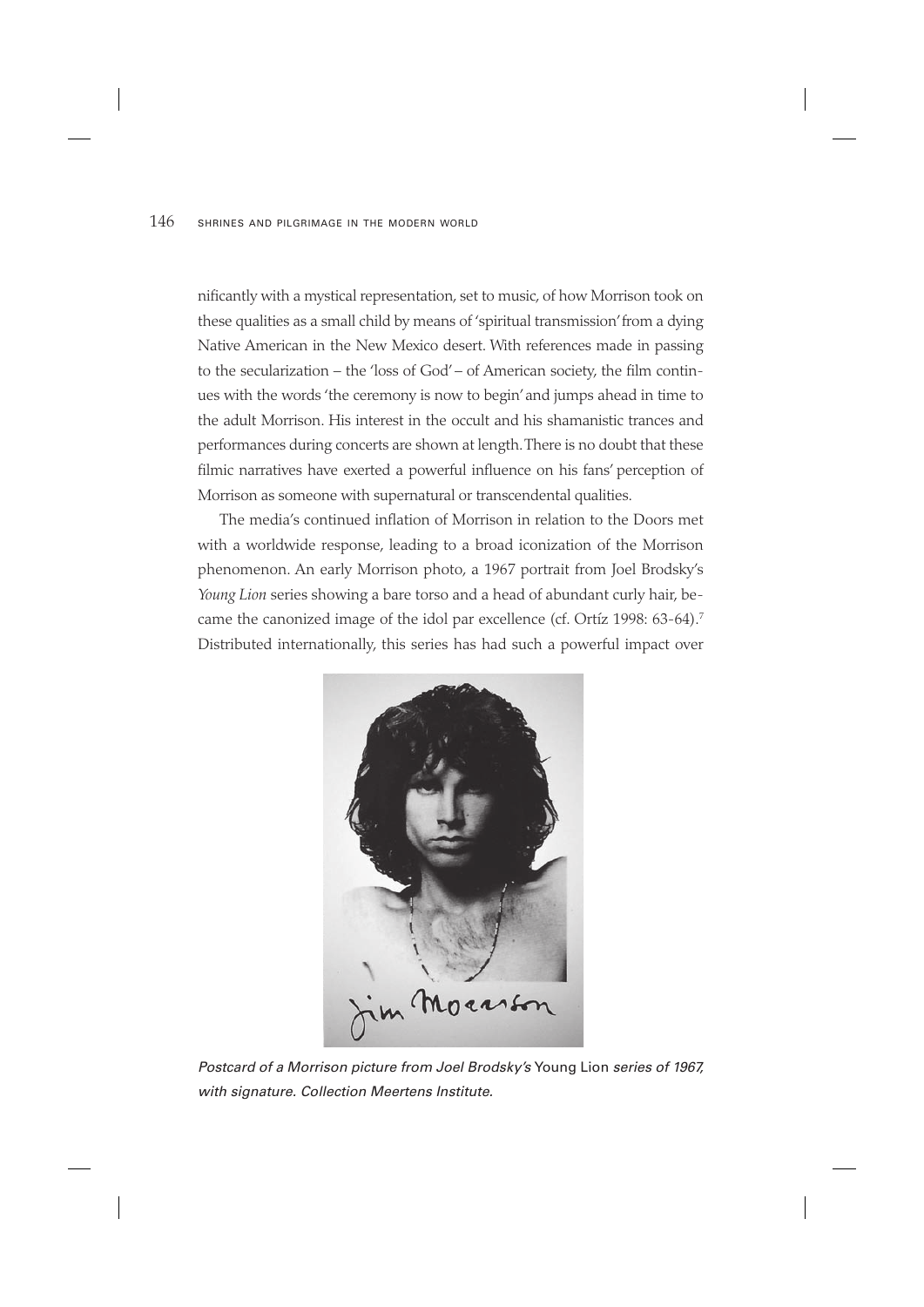nificantly with a mystical representation, set to music, of how Morrison took on these qualities as a small child by means of 'spiritual transmission' from a dying Native American in the New Mexico desert. With references made in passing to the secularization – the 'loss of God' – of American society, the film continues with the words 'the ceremony is now to begin' and jumps ahead in time to the adult Morrison. His interest in the occult and his shamanistic trances and performances during concerts are shown at length. There is no doubt that these filmic narratives have exerted a powerful influence on his fans' perception of Morrison as someone with supernatural or transcendental qualities.

The media's continued inflation of Morrison in relation to the Doors met with a worldwide response, leading to a broad iconization of the Morrison phenomenon. An early Morrison photo, a 1967 portrait from Joel Brodsky's *Young Lion* series showing a bare torso and a head of abundant curly hair, became the canonized image of the idol par excellence (cf. Ortíz 1998: 63-64).[7] Distributed internationally, this series has had such a powerful impact over

*Postcard of a Morrison picture from Joel Brodsky's* Young Lion *series of 1967, with signature. Collection Meertens Institute.*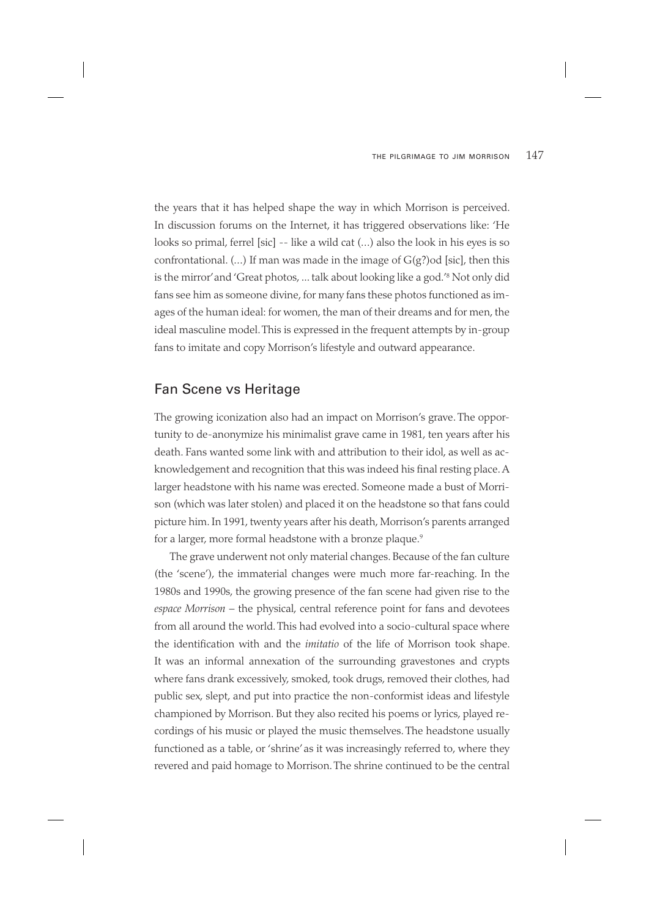the years that it has helped shape the way in which Morrison is perceived. In discussion forums on the Internet, it has triggered observations like: 'He looks so primal, ferrel [sic] -- like a wild cat (...) also the look in his eyes is so confrontational. (...) If man was made in the image of G(g?)od [sic], then this is the mirror' and 'Great photos, ... talk about looking like a god.'[8] Not only did fans see him as someone divine, for many fans these photos functioned as images of the human ideal: for women, the man of their dreams and for men, the ideal masculine model. This is expressed in the frequent attempts by in-group fans to imitate and copy Morrison's lifestyle and outward appearance.

## Fan Scene vs Heritage

The growing iconization also had an impact on Morrison's grave. The opportunity to de-anonymize his minimalist grave came in 1981, ten years after his death. Fans wanted some link with and attribution to their idol, as well as acknowledgement and recognition that this was indeed his final resting place. A larger headstone with his name was erected. Someone made a bust of Morrison (which was later stolen) and placed it on the headstone so that fans could picture him. In 1991, twenty years after his death, Morrison's parents arranged for a larger, more formal headstone with a bronze plaque.[9]

The grave underwent not only material changes. Because of the fan culture (the 'scene'), the immaterial changes were much more far-reaching. In the 1980s and 1990s, the growing presence of the fan scene had given rise to the *espace Morrison* – the physical, central reference point for fans and devotees from all around the world. This had evolved into a socio-cultural space where the identification with and the *imitatio* of the life of Morrison took shape. It was an informal annexation of the surrounding gravestones and crypts where fans drank excessively, smoked, took drugs, removed their clothes, had public sex, slept, and put into practice the non-conformist ideas and lifestyle championed by Morrison. But they also recited his poems or lyrics, played recordings of his music or played the music themselves. The headstone usually functioned as a table, or 'shrine' as it was increasingly referred to, where they revered and paid homage to Morrison. The shrine continued to be the central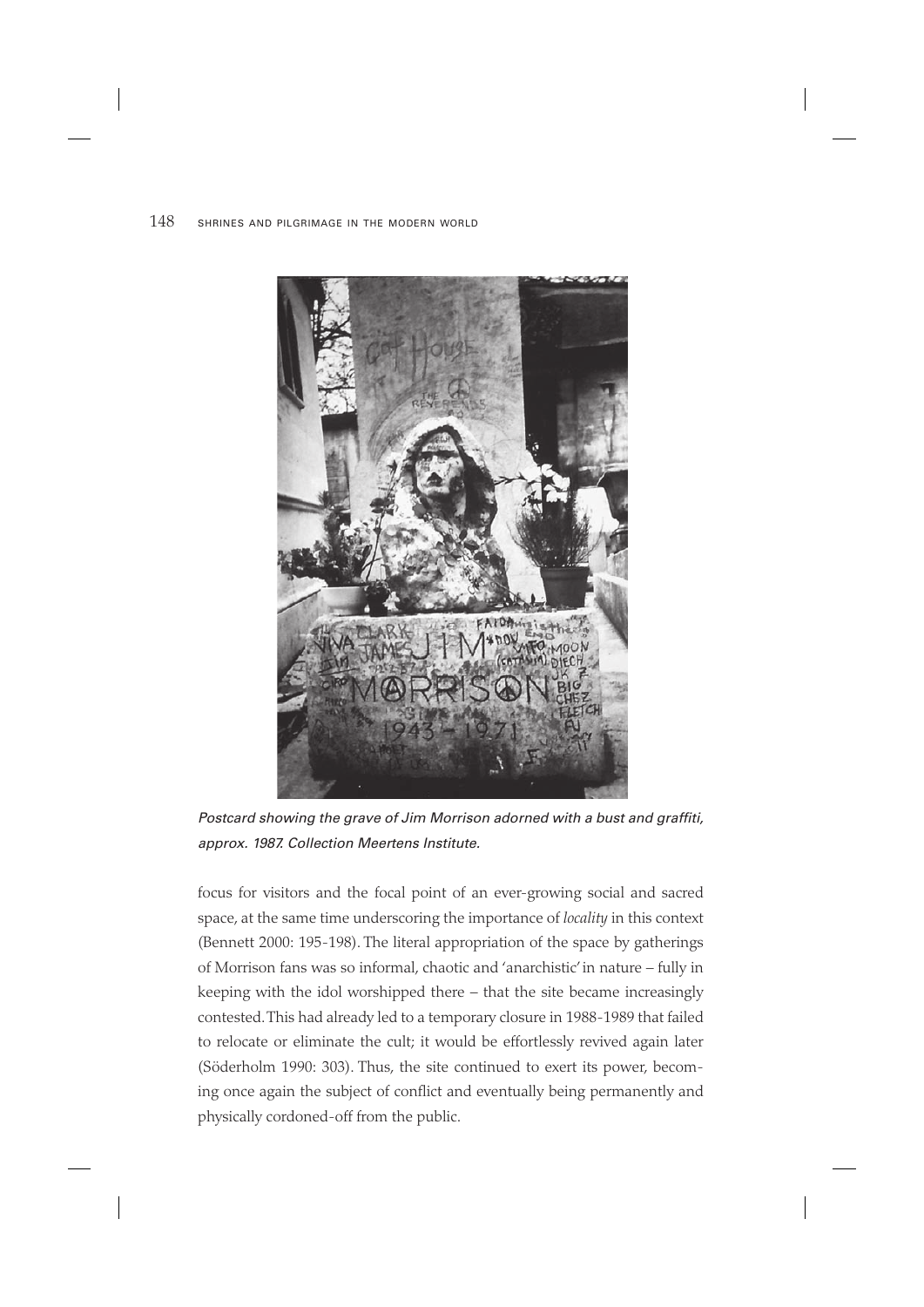*Postcard showing the grave of Jim Morrison adorned with a bust and graffiti, approx. 1987. Collection Meertens Institute.*

focus for visitors and the focal point of an ever-growing social and sacred space, at the same time underscoring the importance of *locality* in this context (Bennett 2000: 195-198). The literal appropriation of the space by gatherings of Morrison fans was so informal, chaotic and 'anarchistic' in nature – fully in keeping with the idol worshipped there – that the site became increasingly contested. This had already led to a temporary closure in 1988-1989 that failed to relocate or eliminate the cult; it would be effortlessly revived again later (Söderholm 1990: 303). Thus, the site continued to exert its power, becoming once again the subject of conflict and eventually being permanently and physically cordoned-off from the public.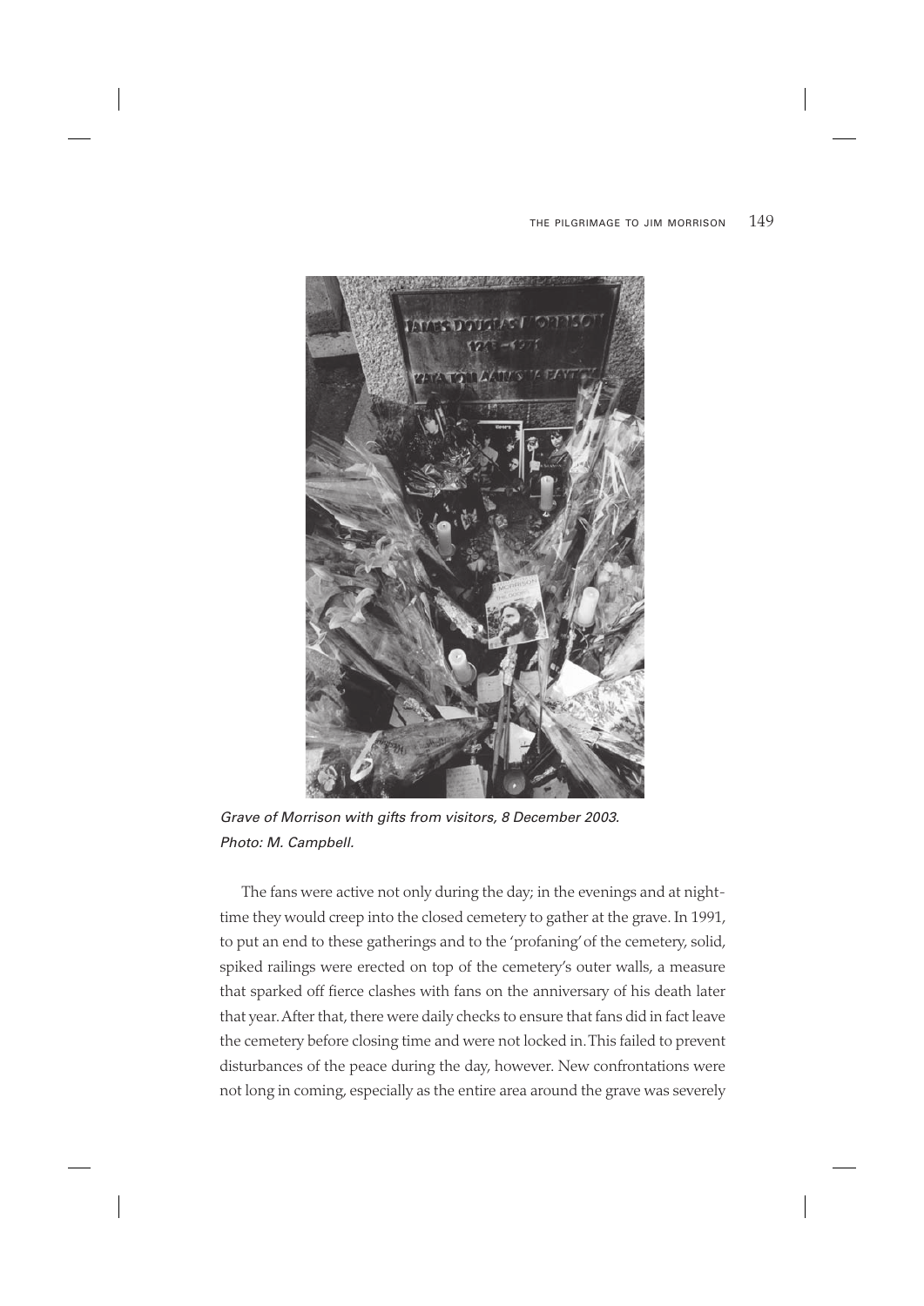*Grave of Morrison with gifts from visitors, 8 December 2003. Photo: M. Campbell.*

The fans were active not only during the day; in the evenings and at nighttime they would creep into the closed cemetery to gather at the grave. In 1991, to put an end to these gatherings and to the 'profaning' of the cemetery, solid, spiked railings were erected on top of the cemetery's outer walls, a measure that sparked off fierce clashes with fans on the anniversary of his death later that year. After that, there were daily checks to ensure that fans did in fact leave the cemetery before closing time and were not locked in. This failed to prevent disturbances of the peace during the day, however. New confrontations were not long in coming, especially as the entire area around the grave was severely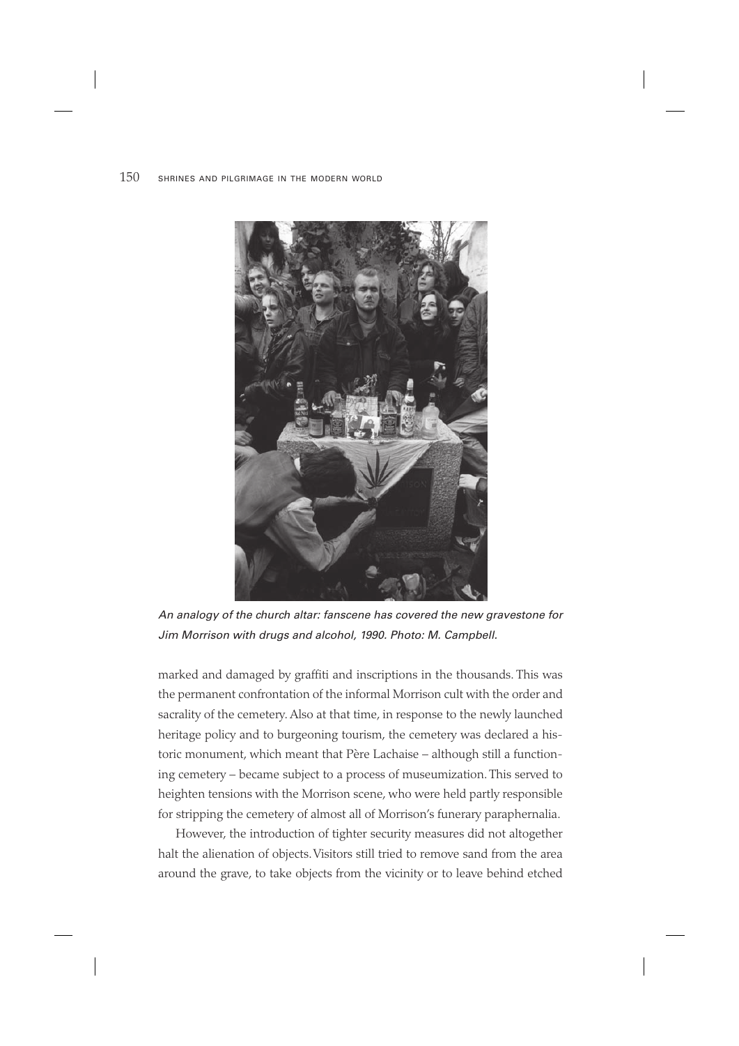*An analogy of the church altar: fanscene has covered the new gravestone for Jim Morrison with drugs and alcohol, 1990. Photo: M. Campbell.*

marked and damaged by graffiti and inscriptions in the thousands. This was the permanent confrontation of the informal Morrison cult with the order and sacrality of the cemetery. Also at that time, in response to the newly launched heritage policy and to burgeoning tourism, the cemetery was declared a historic monument, which meant that Père Lachaise – although still a functioning cemetery – became subject to a process of museumization. This served to heighten tensions with the Morrison scene, who were held partly responsible for stripping the cemetery of almost all of Morrison's funerary paraphernalia.

However, the introduction of tighter security measures did not altogether halt the alienation of objects. Visitors still tried to remove sand from the area around the grave, to take objects from the vicinity or to leave behind etched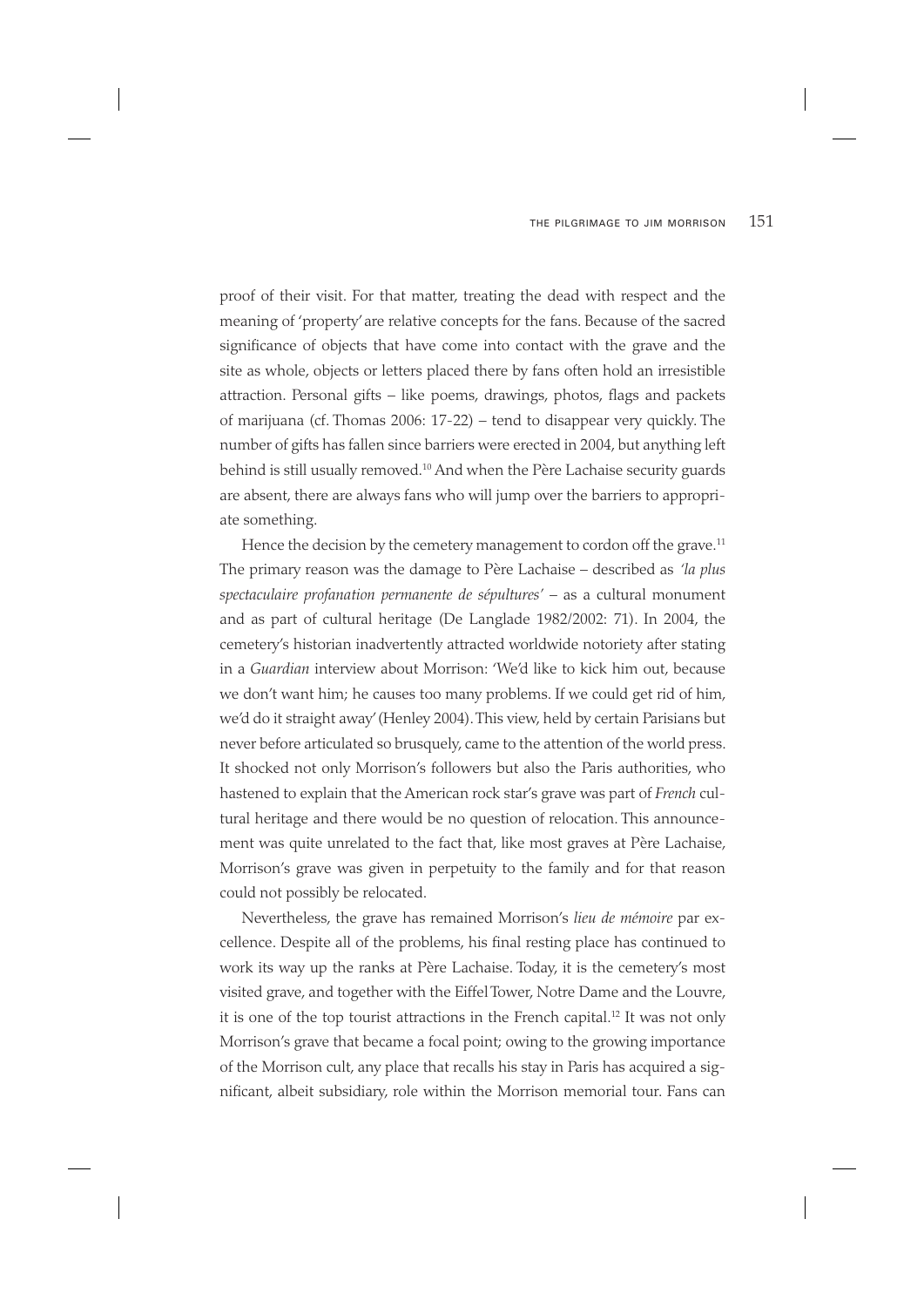proof of their visit. For that matter, treating the dead with respect and the meaning of 'property' are relative concepts for the fans. Because of the sacred significance of objects that have come into contact with the grave and the site as whole, objects or letters placed there by fans often hold an irresistible attraction. Personal gifts – like poems, drawings, photos, flags and packets of marijuana (cf. Thomas 2006: 17-22) – tend to disappear very quickly. The number of gifts has fallen since barriers were erected in 2004, but anything left behind is still usually removed.[10] And when the Père Lachaise security guards are absent, there are always fans who will jump over the barriers to appropriate something.

Hence the decision by the cemetery management to cordon off the grave.[11] The primary reason was the damage to Père Lachaise – described as *'la plus spectaculaire profanation permanente de sépultures'* – as a cultural monument and as part of cultural heritage (De Langlade 1982/2002: 71). In 2004, the cemetery's historian inadvertently attracted worldwide notoriety after stating in a *Guardian* interview about Morrison: 'We'd like to kick him out, because we don't want him; he causes too many problems. If we could get rid of him, we'd do it straight away' (Henley 2004). This view, held by certain Parisians but never before articulated so brusquely, came to the attention of the world press. It shocked not only Morrison's followers but also the Paris authorities, who hastened to explain that the American rock star's grave was part of *French* cultural heritage and there would be no question of relocation. This announcement was quite unrelated to the fact that, like most graves at Père Lachaise, Morrison's grave was given in perpetuity to the family and for that reason could not possibly be relocated.

Nevertheless, the grave has remained Morrison's *lieu de mémoire* par excellence. Despite all of the problems, his final resting place has continued to work its way up the ranks at Père Lachaise. Today, it is the cemetery's most visited grave, and together with the Eiffel Tower, Notre Dame and the Louvre, it is one of the top tourist attractions in the French capital.[12] It was not only Morrison's grave that became a focal point; owing to the growing importance of the Morrison cult, any place that recalls his stay in Paris has acquired a significant, albeit subsidiary, role within the Morrison memorial tour. Fans can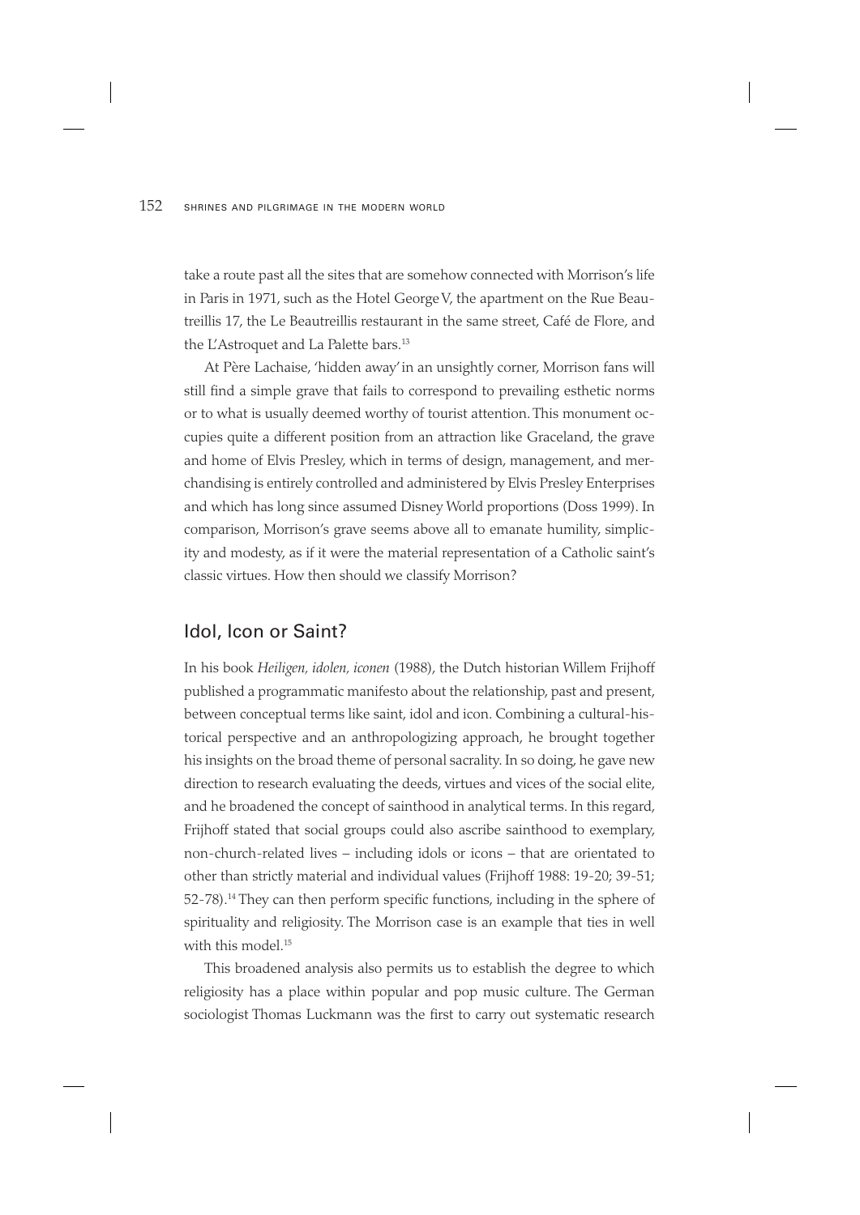take a route past all the sites that are somehow connected with Morrison's life in Paris in 1971, such as the Hotel George V, the apartment on the Rue Beautreillis 17, the Le Beautreillis restaurant in the same street, Café de Flore, and the L'Astroquet and La Palette bars.[13]

At Père Lachaise, 'hidden away' in an unsightly corner, Morrison fans will still find a simple grave that fails to correspond to prevailing esthetic norms or to what is usually deemed worthy of tourist attention. This monument occupies quite a different position from an attraction like Graceland, the grave and home of Elvis Presley, which in terms of design, management, and merchandising is entirely controlled and administered by Elvis Presley Enterprises and which has long since assumed Disney World proportions (Doss 1999). In comparison, Morrison's grave seems above all to emanate humility, simplicity and modesty, as if it were the material representation of a Catholic saint's classic virtues. How then should we classify Morrison?

## Idol, Icon or Saint?

In his book *Heiligen, idolen, iconen* (1988), the Dutch historian Willem Frijhoff published a programmatic manifesto about the relationship, past and present, between conceptual terms like saint, idol and icon. Combining a cultural-historical perspective and an anthropologizing approach, he brought together his insights on the broad theme of personal sacrality. In so doing, he gave new direction to research evaluating the deeds, virtues and vices of the social elite, and he broadened the concept of sainthood in analytical terms. In this regard, Frijhoff stated that social groups could also ascribe sainthood to exemplary, non-church-related lives – including idols or icons – that are orientated to other than strictly material and individual values (Frijhoff 1988: 19-20; 39-51; 52-78).[14] They can then perform specific functions, including in the sphere of spirituality and religiosity. The Morrison case is an example that ties in well with this model.[15]

This broadened analysis also permits us to establish the degree to which religiosity has a place within popular and pop music culture. The German sociologist Thomas Luckmann was the first to carry out systematic research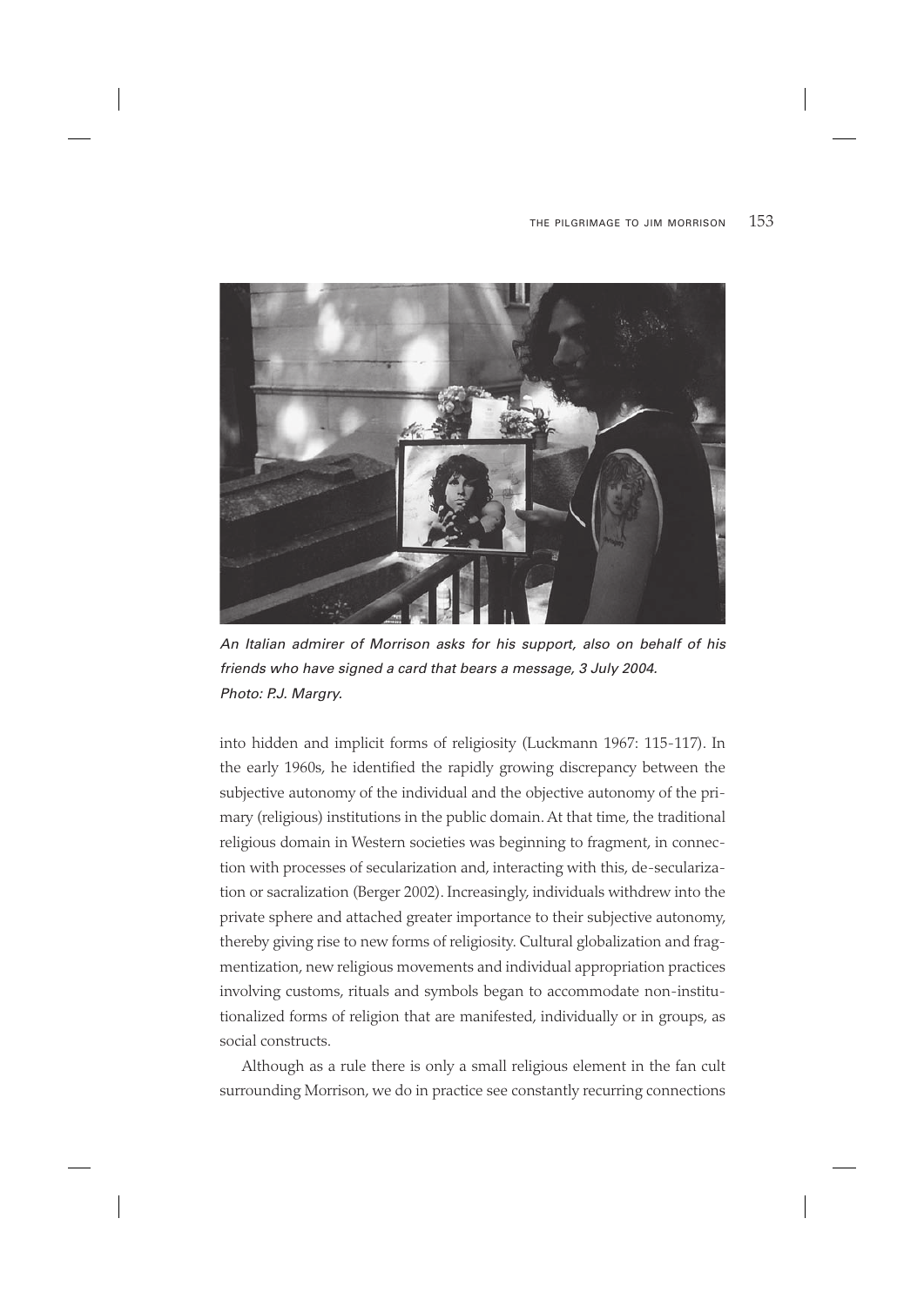*An Italian admirer of Morrison asks for his support, also on behalf of his friends who have signed a card that bears a message, 3 July 2004. Photo: P.J. Margry.*

into hidden and implicit forms of religiosity (Luckmann 1967: 115-117). In the early 1960s, he identified the rapidly growing discrepancy between the subjective autonomy of the individual and the objective autonomy of the primary (religious) institutions in the public domain. At that time, the traditional religious domain in Western societies was beginning to fragment, in connection with processes of secularization and, interacting with this, de-secularization or sacralization (Berger 2002). Increasingly, individuals withdrew into the private sphere and attached greater importance to their subjective autonomy, thereby giving rise to new forms of religiosity. Cultural globalization and fragmentization, new religious movements and individual appropriation practices involving customs, rituals and symbols began to accommodate non-institutionalized forms of religion that are manifested, individually or in groups, as social constructs.

Although as a rule there is only a small religious element in the fan cult surrounding Morrison, we do in practice see constantly recurring connections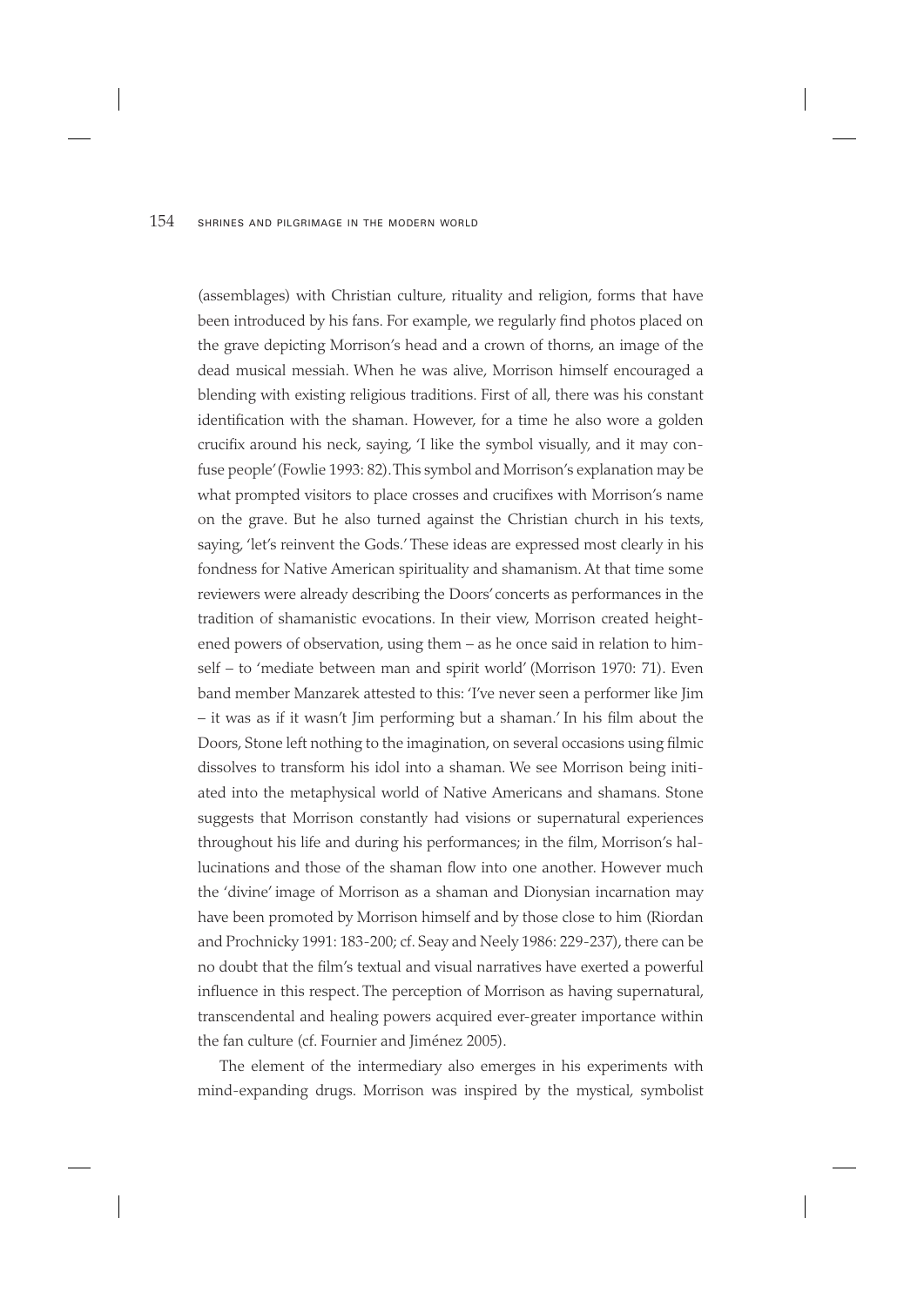(assemblages) with Christian culture, rituality and religion, forms that have been introduced by his fans. For example, we regularly find photos placed on the grave depicting Morrison's head and a crown of thorns, an image of the dead musical messiah. When he was alive, Morrison himself encouraged a blending with existing religious traditions. First of all, there was his constant identification with the shaman. However, for a time he also wore a golden crucifix around his neck, saying, 'I like the symbol visually, and it may confuse people' (Fowlie 1993: 82). This symbol and Morrison's explanation may be what prompted visitors to place crosses and crucifixes with Morrison's name on the grave. But he also turned against the Christian church in his texts, saying, 'let's reinvent the Gods.' These ideas are expressed most clearly in his fondness for Native American spirituality and shamanism. At that time some reviewers were already describing the Doors' concerts as performances in the tradition of shamanistic evocations. In their view, Morrison created heightened powers of observation, using them – as he once said in relation to himself – to 'mediate between man and spirit world' (Morrison 1970: 71). Even band member Manzarek attested to this: 'I've never seen a performer like Jim – it was as if it wasn't Jim performing but a shaman.' In his film about the Doors, Stone left nothing to the imagination, on several occasions using filmic dissolves to transform his idol into a shaman. We see Morrison being initiated into the metaphysical world of Native Americans and shamans. Stone suggests that Morrison constantly had visions or supernatural experiences throughout his life and during his performances; in the film, Morrison's hallucinations and those of the shaman flow into one another. However much the 'divine' image of Morrison as a shaman and Dionysian incarnation may have been promoted by Morrison himself and by those close to him (Riordan and Prochnicky 1991: 183-200; cf. Seay and Neely 1986: 229-237), there can be no doubt that the film's textual and visual narratives have exerted a powerful influence in this respect. The perception of Morrison as having supernatural, transcendental and healing powers acquired ever-greater importance within the fan culture (cf. Fournier and Jiménez 2005).

The element of the intermediary also emerges in his experiments with mind-expanding drugs. Morrison was inspired by the mystical, symbolist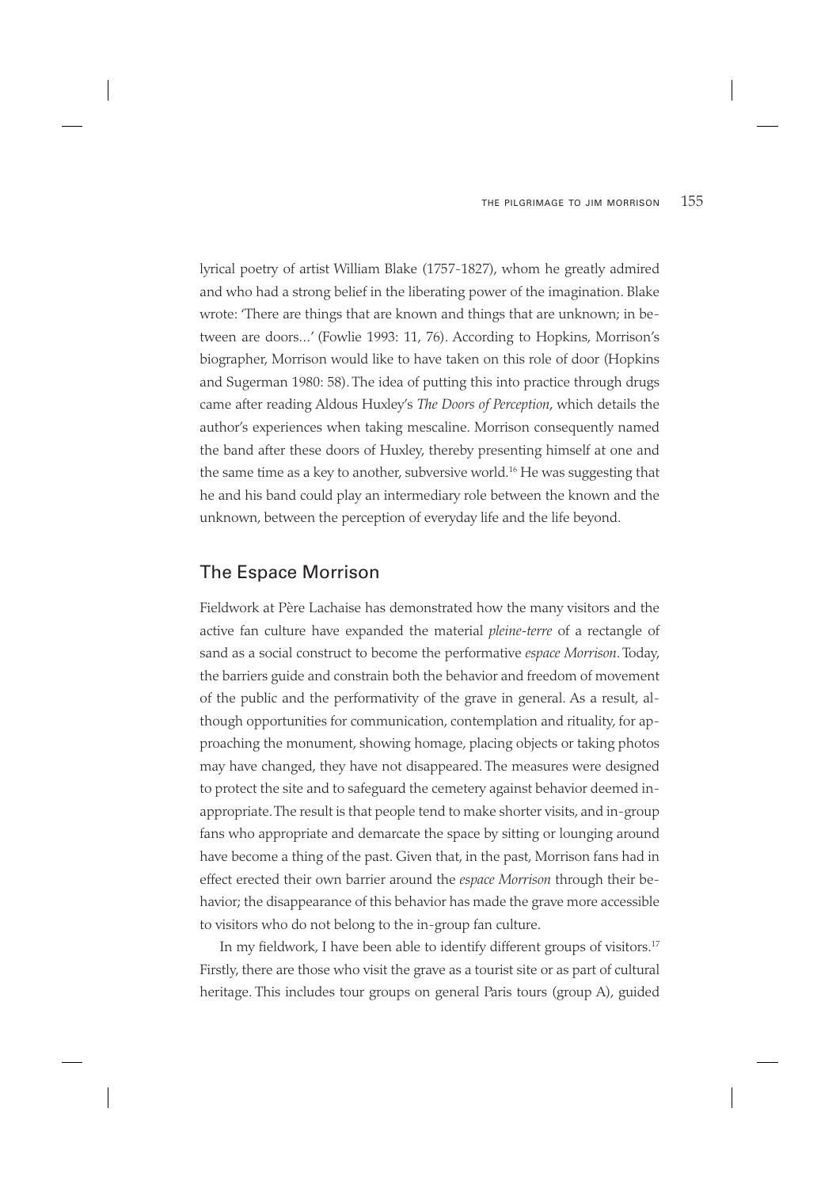lyrical poetry of artist William Blake (1757-1827), whom he greatly admired and who had a strong belief in the liberating power of the imagination. Blake wrote: 'There are things that are known and things that are unknown; in between are doors...' (Fowlie 1993: 11, 76). According to Hopkins, Morrison's biographer, Morrison would like to have taken on this role of door (Hopkins and Sugerman 1980: 58). The idea of putting this into practice through drugs came after reading Aldous Huxley's *The Doors of Perception*, which details the author's experiences when taking mescaline. Morrison consequently named the band after these doors of Huxley, thereby presenting himself at one and the same time as a key to another, subversive world.[16] He was suggesting that he and his band could play an intermediary role between the known and the unknown, between the perception of everyday life and the life beyond.

## The Espace Morrison

Fieldwork at Père Lachaise has demonstrated how the many visitors and the active fan culture have expanded the material *pleine-terre* of a rectangle of sand as a social construct to become the performative *espace Morrison*. Today, the barriers guide and constrain both the behavior and freedom of movement of the public and the performativity of the grave in general. As a result, although opportunities for communication, contemplation and rituality, for approaching the monument, showing homage, placing objects or taking photos may have changed, they have not disappeared. The measures were designed to protect the site and to safeguard the cemetery against behavior deemed inappropriate. The result is that people tend to make shorter visits, and in-group fans who appropriate and demarcate the space by sitting or lounging around have become a thing of the past. Given that, in the past, Morrison fans had in effect erected their own barrier around the *espace Morrison* through their behavior; the disappearance of this behavior has made the grave more accessible to visitors who do not belong to the in-group fan culture.

In my fieldwork, I have been able to identify different groups of visitors.[17] Firstly, there are those who visit the grave as a tourist site or as part of cultural heritage. This includes tour groups on general Paris tours (group A), guided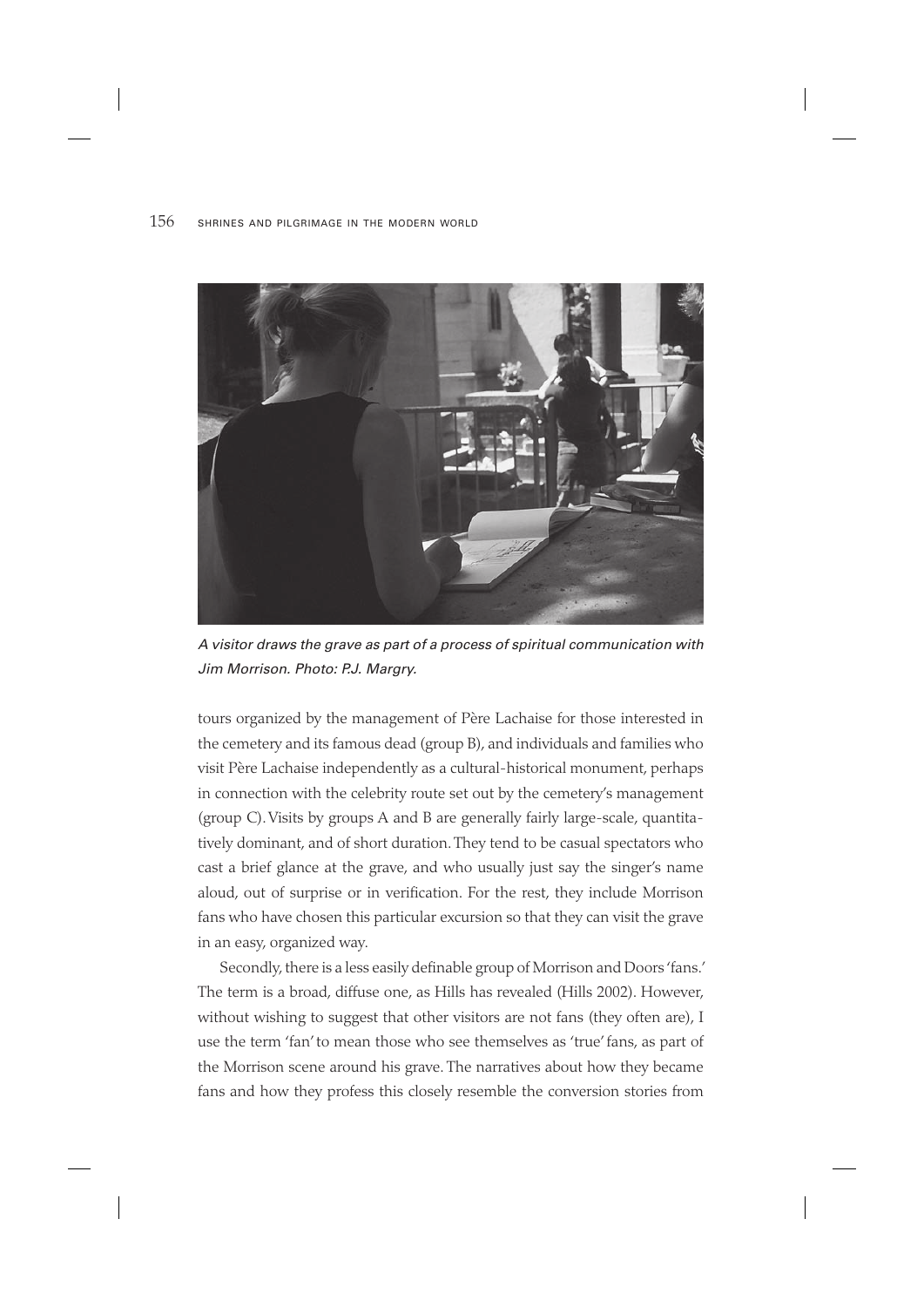*A visitor draws the grave as part of a process of spiritual communication with Jim Morrison. Photo: P.J. Margry.*

tours organized by the management of Père Lachaise for those interested in the cemetery and its famous dead (group B), and individuals and families who visit Père Lachaise independently as a cultural-historical monument, perhaps in connection with the celebrity route set out by the cemetery's management (group C). Visits by groups A and B are generally fairly large-scale, quantitatively dominant, and of short duration. They tend to be casual spectators who cast a brief glance at the grave, and who usually just say the singer's name aloud, out of surprise or in verification. For the rest, they include Morrison fans who have chosen this particular excursion so that they can visit the grave in an easy, organized way.

Secondly, there is a less easily definable group of Morrison and Doors 'fans.' The term is a broad, diffuse one, as Hills has revealed (Hills 2002). However, without wishing to suggest that other visitors are not fans (they often are), I use the term 'fan' to mean those who see themselves as 'true' fans, as part of the Morrison scene around his grave. The narratives about how they became fans and how they profess this closely resemble the conversion stories from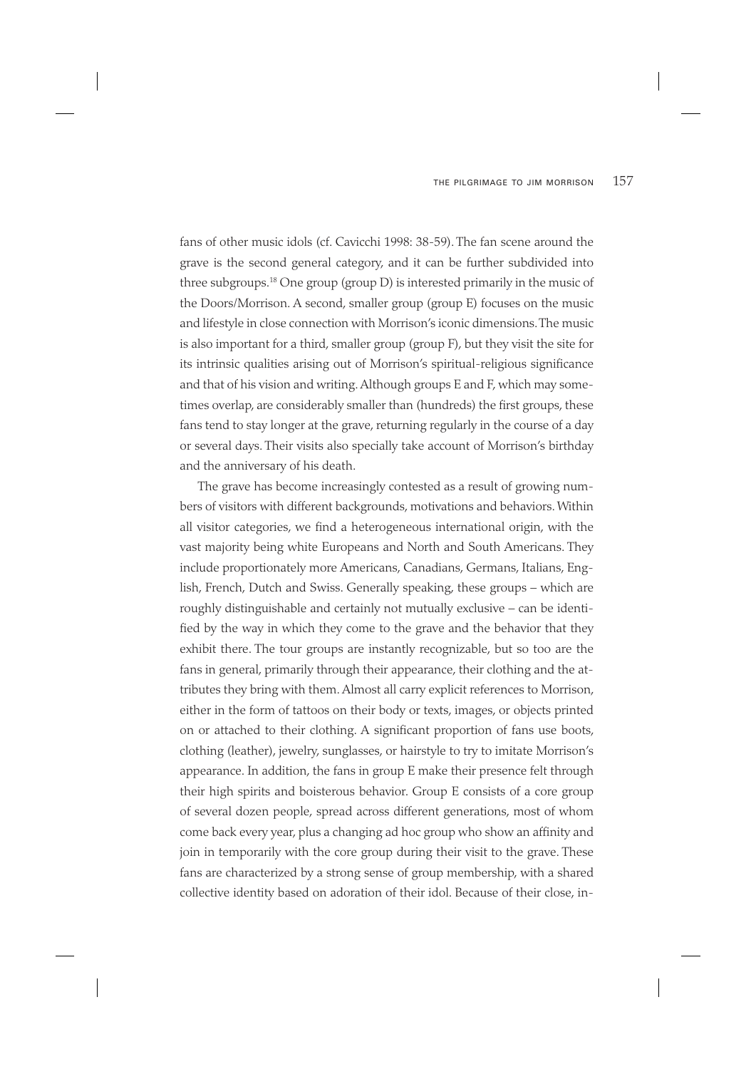fans of other music idols (cf. Cavicchi 1998: 38-59). The fan scene around the grave is the second general category, and it can be further subdivided into three subgroups.[18] One group (group D) is interested primarily in the music of the Doors/Morrison. A second, smaller group (group E) focuses on the music and lifestyle in close connection with Morrison's iconic dimensions. The music is also important for a third, smaller group (group F), but they visit the site for its intrinsic qualities arising out of Morrison's spiritual-religious significance and that of his vision and writing. Although groups E and F, which may sometimes overlap, are considerably smaller than (hundreds) the first groups, these fans tend to stay longer at the grave, returning regularly in the course of a day or several days. Their visits also specially take account of Morrison's birthday and the anniversary of his death.

The grave has become increasingly contested as a result of growing numbers of visitors with different backgrounds, motivations and behaviors. Within all visitor categories, we find a heterogeneous international origin, with the vast majority being white Europeans and North and South Americans. They include proportionately more Americans, Canadians, Germans, Italians, English, French, Dutch and Swiss. Generally speaking, these groups – which are roughly distinguishable and certainly not mutually exclusive – can be identified by the way in which they come to the grave and the behavior that they exhibit there. The tour groups are instantly recognizable, but so too are the fans in general, primarily through their appearance, their clothing and the attributes they bring with them. Almost all carry explicit references to Morrison, either in the form of tattoos on their body or texts, images, or objects printed on or attached to their clothing. A significant proportion of fans use boots, clothing (leather), jewelry, sunglasses, or hairstyle to try to imitate Morrison's appearance. In addition, the fans in group E make their presence felt through their high spirits and boisterous behavior. Group E consists of a core group of several dozen people, spread across different generations, most of whom come back every year, plus a changing ad hoc group who show an affinity and join in temporarily with the core group during their visit to the grave. These fans are characterized by a strong sense of group membership, with a shared collective identity based on adoration of their idol. Because of their close, in-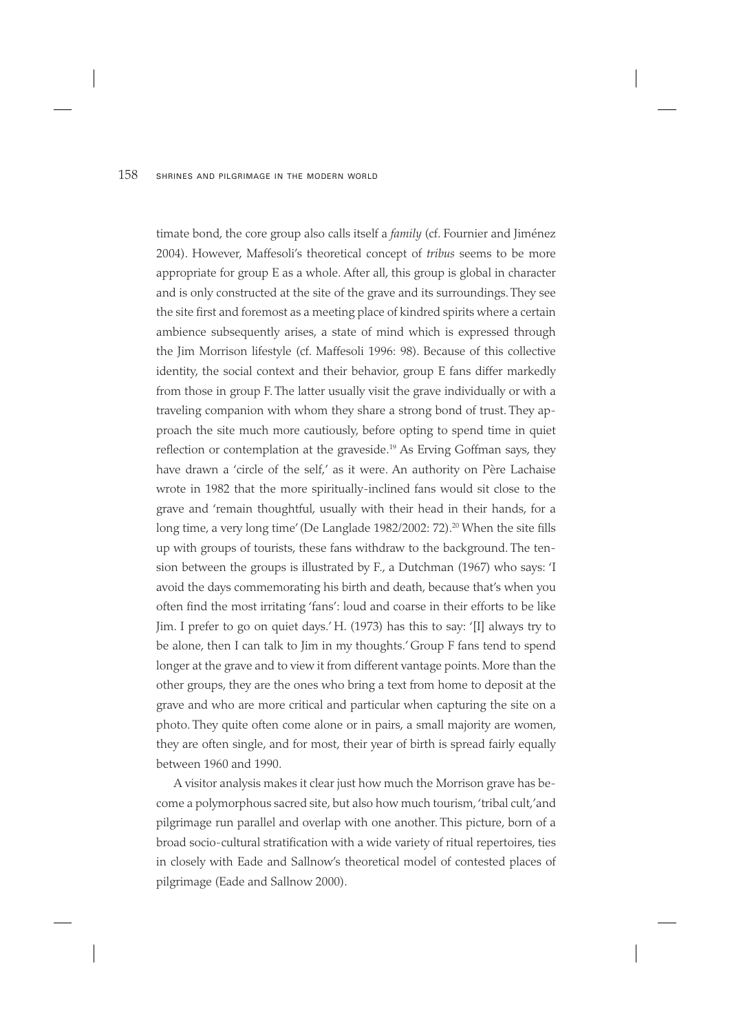timate bond, the core group also calls itself a *family* (cf. Fournier and Jiménez 2004). However, Maffesoli's theoretical concept of *tribus* seems to be more appropriate for group E as a whole. After all, this group is global in character and is only constructed at the site of the grave and its surroundings. They see the site first and foremost as a meeting place of kindred spirits where a certain ambience subsequently arises, a state of mind which is expressed through the Jim Morrison lifestyle (cf. Maffesoli 1996: 98). Because of this collective identity, the social context and their behavior, group E fans differ markedly from those in group F. The latter usually visit the grave individually or with a traveling companion with whom they share a strong bond of trust. They approach the site much more cautiously, before opting to spend time in quiet reflection or contemplation at the graveside.[19] As Erving Goffman says, they have drawn a 'circle of the self,' as it were. An authority on Père Lachaise wrote in 1982 that the more spiritually-inclined fans would sit close to the grave and 'remain thoughtful, usually with their head in their hands, for a long time, a very long time' (De Langlade 1982/2002: 72).[20] When the site fills up with groups of tourists, these fans withdraw to the background. The tension between the groups is illustrated by F., a Dutchman (1967) who says: 'I avoid the days commemorating his birth and death, because that's when you often find the most irritating 'fans': loud and coarse in their efforts to be like Jim. I prefer to go on quiet days.' H. (1973) has this to say: '[I] always try to be alone, then I can talk to Jim in my thoughts.' Group F fans tend to spend longer at the grave and to view it from different vantage points. More than the other groups, they are the ones who bring a text from home to deposit at the grave and who are more critical and particular when capturing the site on a photo. They quite often come alone or in pairs, a small majority are women, they are often single, and for most, their year of birth is spread fairly equally between 1960 and 1990.

A visitor analysis makes it clear just how much the Morrison grave has become a polymorphous sacred site, but also how much tourism, 'tribal cult,' and pilgrimage run parallel and overlap with one another. This picture, born of a broad socio-cultural stratification with a wide variety of ritual repertoires, ties in closely with Eade and Sallnow's theoretical model of contested places of pilgrimage (Eade and Sallnow 2000).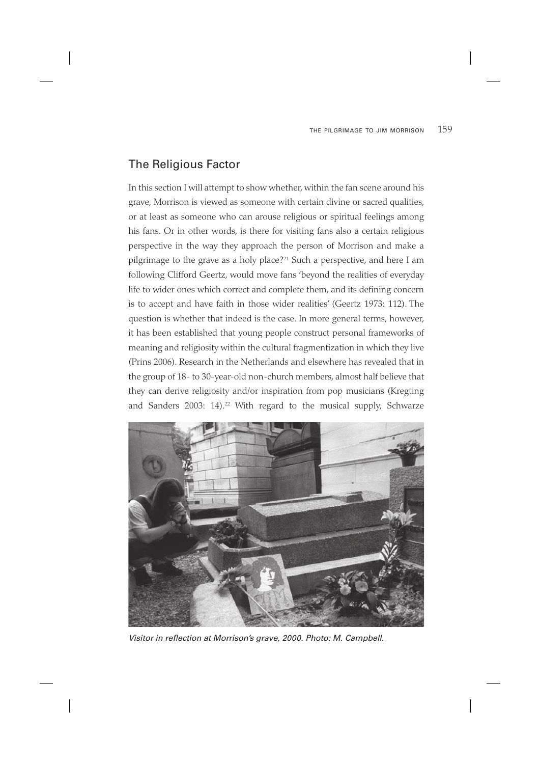## The Religious Factor

In this section I will attempt to show whether, within the fan scene around his grave, Morrison is viewed as someone with certain divine or sacred qualities, or at least as someone who can arouse religious or spiritual feelings among his fans. Or in other words, is there for visiting fans also a certain religious perspective in the way they approach the person of Morrison and make a pilgrimage to the grave as a holy place?[21] Such a perspective, and here I am following Clifford Geertz, would move fans 'beyond the realities of everyday life to wider ones which correct and complete them, and its defining concern is to accept and have faith in those wider realities' (Geertz 1973: 112). The question is whether that indeed is the case. In more general terms, however, it has been established that young people construct personal frameworks of meaning and religiosity within the cultural fragmentization in which they live (Prins 2006). Research in the Netherlands and elsewhere has revealed that in the group of 18- to 30-year-old non-church members, almost half believe that they can derive religiosity and/or inspiration from pop musicians (Kregting and Sanders 2003: 14).[22] With regard to the musical supply, Schwarze

*Visitor in reflection at Morrison's grave, 2000. Photo: M. Campbell.*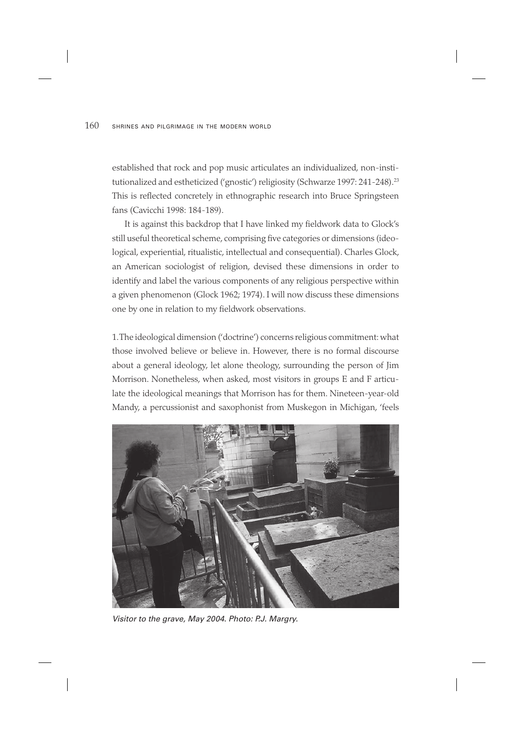established that rock and pop music articulates an individualized, non-institutionalized and estheticized ('gnostic') religiosity (Schwarze 1997: 241-248).[23] This is reflected concretely in ethnographic research into Bruce Springsteen fans (Cavicchi 1998: 184-189).

It is against this backdrop that I have linked my fieldwork data to Glock's still useful theoretical scheme, comprising five categories or dimensions (ideological, experiential, ritualistic, intellectual and consequential). Charles Glock, an American sociologist of religion, devised these dimensions in order to identify and label the various components of any religious perspective within a given phenomenon (Glock 1962; 1974). I will now discuss these dimensions one by one in relation to my fieldwork observations.

1. The ideological dimension ('doctrine') concerns religious commitment: what those involved believe or believe in. However, there is no formal discourse about a general ideology, let alone theology, surrounding the person of Jim Morrison. Nonetheless, when asked, most visitors in groups E and F articulate the ideological meanings that Morrison has for them. Nineteen-year-old Mandy, a percussionist and saxophonist from Muskegon in Michigan, 'feels

*Visitor to the grave, May 2004. Photo: P.J. Margry.*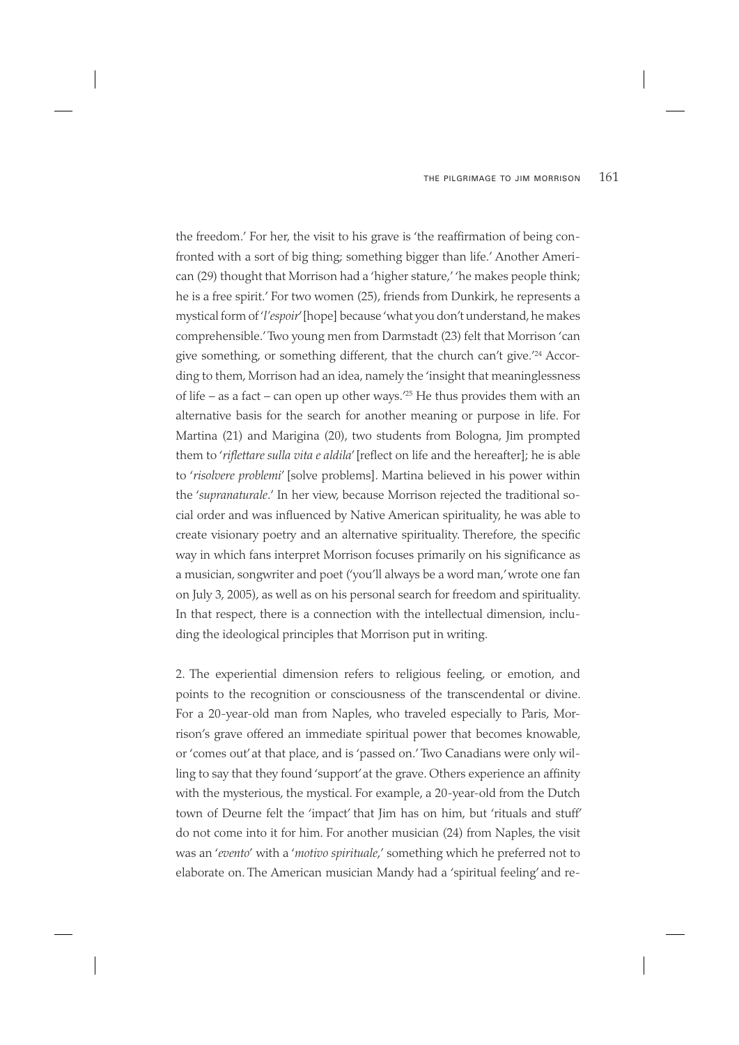the freedom.' For her, the visit to his grave is 'the reaffirmation of being confronted with a sort of big thing; something bigger than life.' Another American (29) thought that Morrison had a 'higher stature,' 'he makes people think; he is a free spirit.' For two women (25), friends from Dunkirk, he represents a mystical form of '*l'espoir*' [hope] because 'what you don't understand, he makes comprehensible.' Two young men from Darmstadt (23) felt that Morrison 'can give something, or something different, that the church can't give.'[24] According to them, Morrison had an idea, namely the 'insight that meaninglessness of life – as a fact – can open up other ways.'[25] He thus provides them with an alternative basis for the search for another meaning or purpose in life. For Martina (21) and Marigina (20), two students from Bologna, Jim prompted them to '*riflettare sulla vita e aldila*' [reflect on life and the hereafter]; he is able to '*risolvere problemi*' [solve problems]. Martina believed in his power within the '*supranaturale*.' In her view, because Morrison rejected the traditional social order and was influenced by Native American spirituality, he was able to create visionary poetry and an alternative spirituality. Therefore, the specific way in which fans interpret Morrison focuses primarily on his significance as a musician, songwriter and poet ('you'll always be a word man,' wrote one fan on July 3, 2005), as well as on his personal search for freedom and spirituality. In that respect, there is a connection with the intellectual dimension, including the ideological principles that Morrison put in writing.

2. The experiential dimension refers to religious feeling, or emotion, and points to the recognition or consciousness of the transcendental or divine. For a 20-year-old man from Naples, who traveled especially to Paris, Morrison's grave offered an immediate spiritual power that becomes knowable, or 'comes out' at that place, and is 'passed on.' Two Canadians were only willing to say that they found 'support' at the grave. Others experience an affinity with the mysterious, the mystical. For example, a 20-year-old from the Dutch town of Deurne felt the 'impact' that Jim has on him, but 'rituals and stuff' do not come into it for him. For another musician (24) from Naples, the visit was an '*evento*' with a '*motivo spirituale*,' something which he preferred not to elaborate on. The American musician Mandy had a 'spiritual feeling' and re-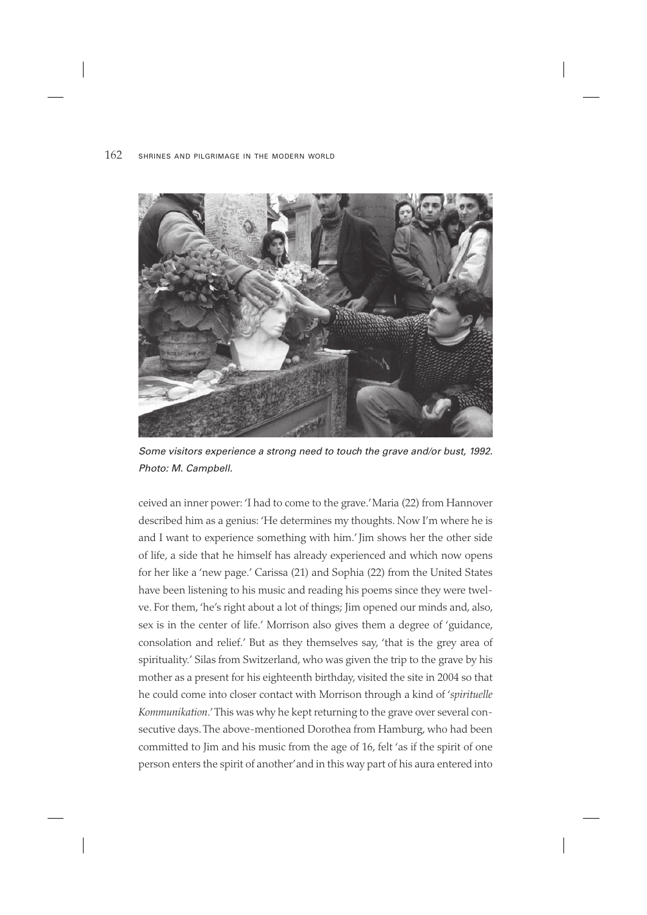*Some visitors experience a strong need to touch the grave and/or bust, 1992. Photo: M. Campbell.*

ceived an inner power: 'I had to come to the grave.' Maria (22) from Hannover described him as a genius: 'He determines my thoughts. Now I'm where he is and I want to experience something with him.' Jim shows her the other side of life, a side that he himself has already experienced and which now opens for her like a 'new page.' Carissa (21) and Sophia (22) from the United States have been listening to his music and reading his poems since they were twelve. For them, 'he's right about a lot of things; Jim opened our minds and, also, sex is in the center of life.' Morrison also gives them a degree of 'guidance, consolation and relief.' But as they themselves say, 'that is the grey area of spirituality.' Silas from Switzerland, who was given the trip to the grave by his mother as a present for his eighteenth birthday, visited the site in 2004 so that he could come into closer contact with Morrison through a kind of '*spirituelle Kommunikation*.' This was why he kept returning to the grave over several consecutive days. The above-mentioned Dorothea from Hamburg, who had been committed to Jim and his music from the age of 16, felt 'as if the spirit of one person enters the spirit of another' and in this way part of his aura entered into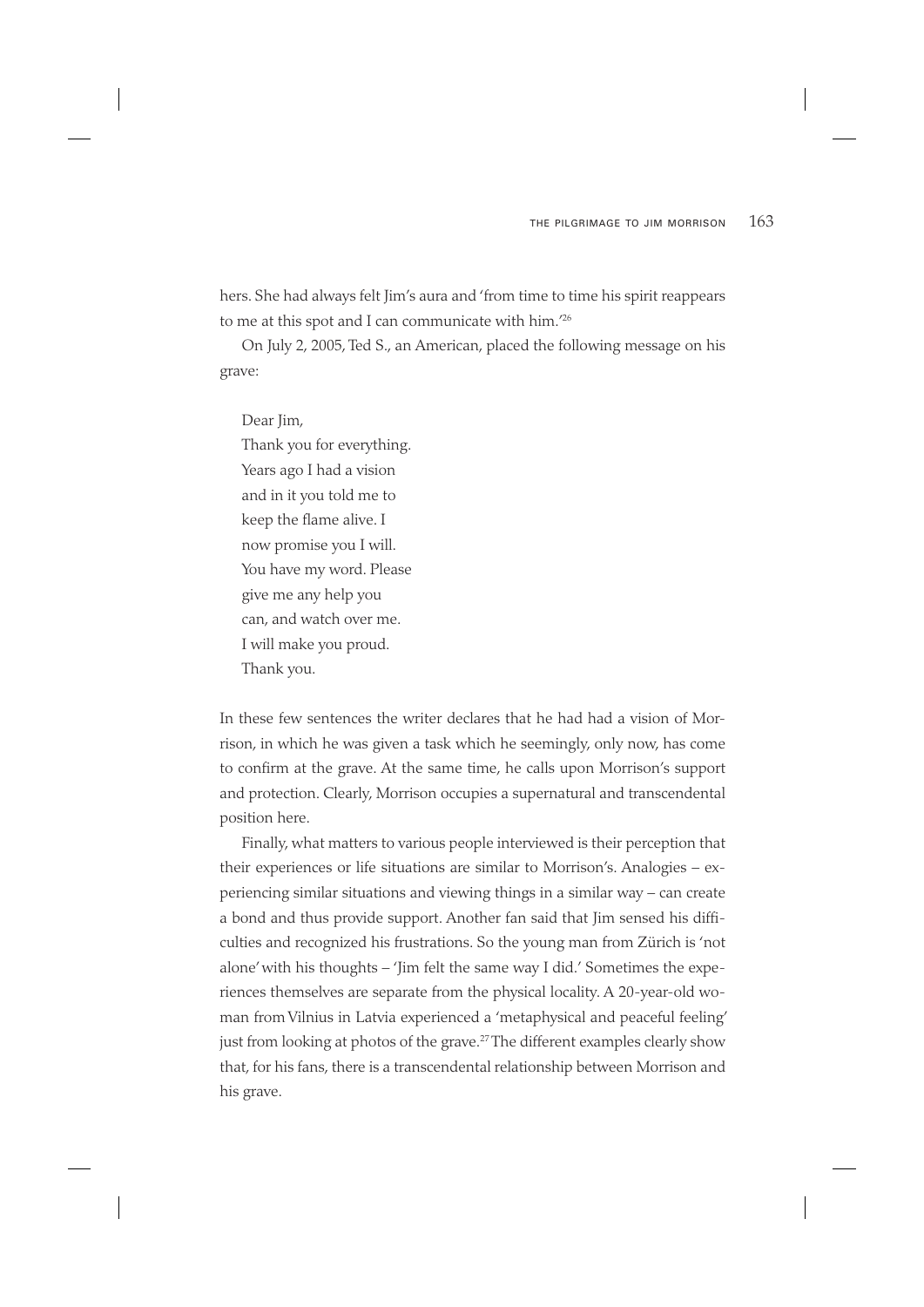hers. She had always felt Jim's aura and 'from time to time his spirit reappears to me at this spot and I can communicate with him.'[26]

On July 2, 2005, Ted S., an American, placed the following message on his grave:

> Dear Jim,
> Thank you for everything.
> Years ago I had a vision
> and in it you told me to
> keep the flame alive. I
> now promise you I will.
> You have my word. Please
> give me any help you
> can, and watch over me.
> I will make you proud.
> Thank you.

In these few sentences the writer declares that he had had a vision of Morrison, in which he was given a task which he seemingly, only now, has come to confirm at the grave. At the same time, he calls upon Morrison's support and protection. Clearly, Morrison occupies a supernatural and transcendental position here.

Finally, what matters to various people interviewed is their perception that their experiences or life situations are similar to Morrison's. Analogies – experiencing similar situations and viewing things in a similar way – can create a bond and thus provide support. Another fan said that Jim sensed his difficulties and recognized his frustrations. So the young man from Zürich is 'not alone' with his thoughts – 'Jim felt the same way I did.' Sometimes the experiences themselves are separate from the physical locality. A 20-year-old woman from Vilnius in Latvia experienced a 'metaphysical and peaceful feeling' just from looking at photos of the grave.[27] The different examples clearly show that, for his fans, there is a transcendental relationship between Morrison and his grave.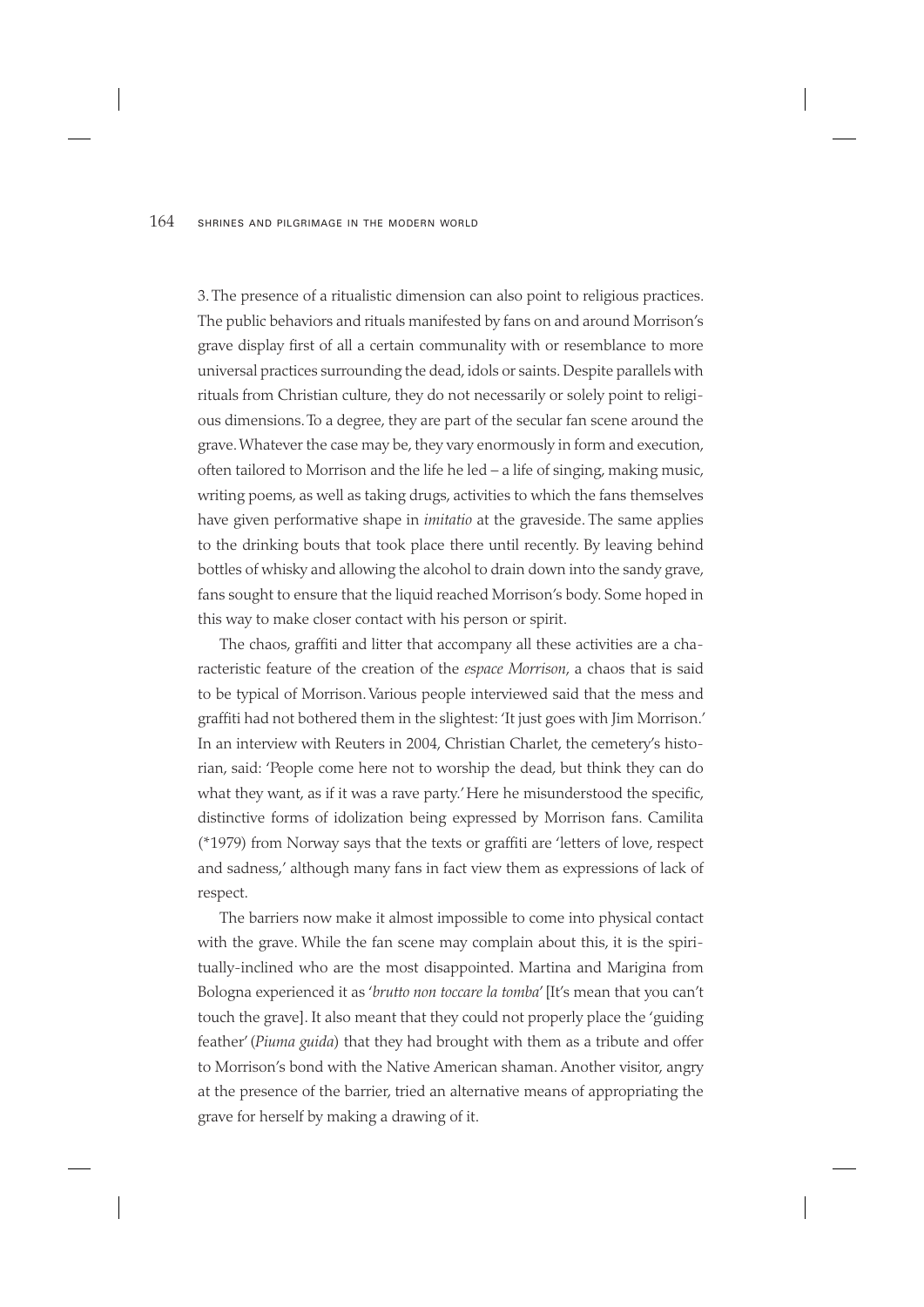3. The presence of a ritualistic dimension can also point to religious practices. The public behaviors and rituals manifested by fans on and around Morrison's grave display first of all a certain communality with or resemblance to more universal practices surrounding the dead, idols or saints. Despite parallels with rituals from Christian culture, they do not necessarily or solely point to religious dimensions. To a degree, they are part of the secular fan scene around the grave. Whatever the case may be, they vary enormously in form and execution, often tailored to Morrison and the life he led – a life of singing, making music, writing poems, as well as taking drugs, activities to which the fans themselves have given performative shape in *imitatio* at the graveside. The same applies to the drinking bouts that took place there until recently. By leaving behind bottles of whisky and allowing the alcohol to drain down into the sandy grave, fans sought to ensure that the liquid reached Morrison's body. Some hoped in this way to make closer contact with his person or spirit.

The chaos, graffiti and litter that accompany all these activities are a characteristic feature of the creation of the *espace Morrison*, a chaos that is said to be typical of Morrison. Various people interviewed said that the mess and graffiti had not bothered them in the slightest: 'It just goes with Jim Morrison.' In an interview with Reuters in 2004, Christian Charlet, the cemetery's historian, said: 'People come here not to worship the dead, but think they can do what they want, as if it was a rave party.' Here he misunderstood the specific, distinctive forms of idolization being expressed by Morrison fans. Camilita (*1979) from Norway says that the texts or graffiti are 'letters of love, respect and sadness,' although many fans in fact view them as expressions of lack of respect.

The barriers now make it almost impossible to come into physical contact with the grave. While the fan scene may complain about this, it is the spiritually-inclined who are the most disappointed. Martina and Marigina from Bologna experienced it as '*brutto non toccare la tomba*' [It's mean that you can't touch the grave]. It also meant that they could not properly place the 'guiding feather' (*Piuma guida*) that they had brought with them as a tribute and offer to Morrison's bond with the Native American shaman. Another visitor, angry at the presence of the barrier, tried an alternative means of appropriating the grave for herself by making a drawing of it.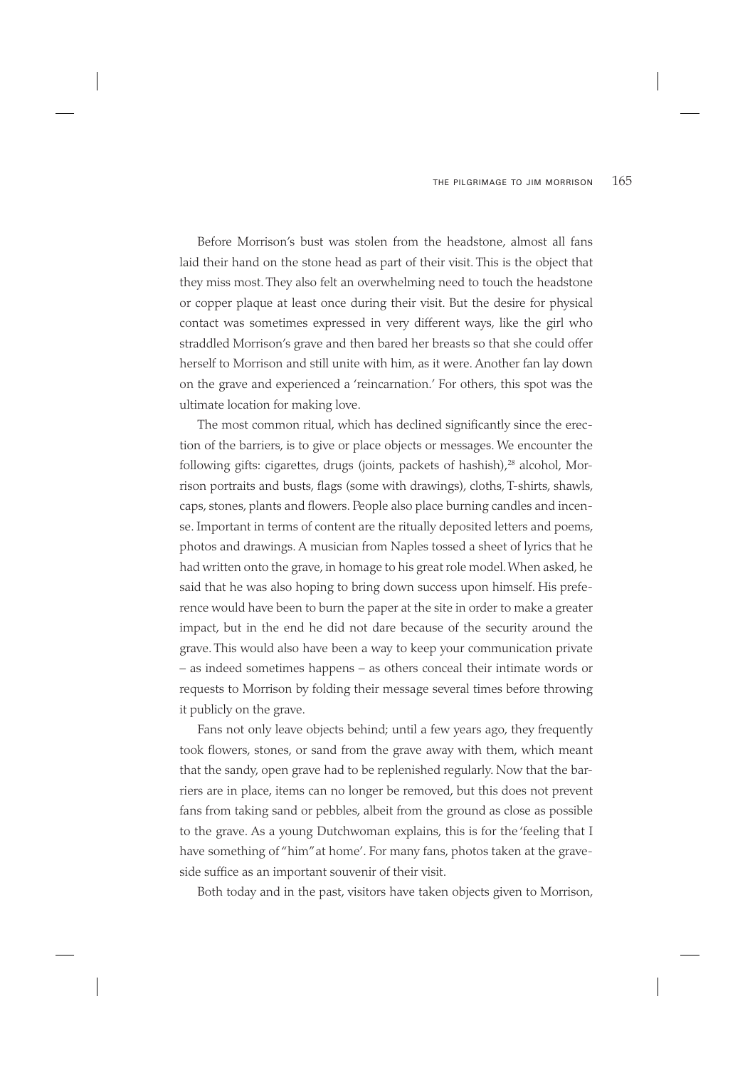Before Morrison's bust was stolen from the headstone, almost all fans laid their hand on the stone head as part of their visit. This is the object that they miss most. They also felt an overwhelming need to touch the headstone or copper plaque at least once during their visit. But the desire for physical contact was sometimes expressed in very different ways, like the girl who straddled Morrison's grave and then bared her breasts so that she could offer herself to Morrison and still unite with him, as it were. Another fan lay down on the grave and experienced a 'reincarnation.' For others, this spot was the ultimate location for making love.

The most common ritual, which has declined significantly since the erection of the barriers, is to give or place objects or messages. We encounter the following gifts: cigarettes, drugs (joints, packets of hashish),[28] alcohol, Morrison portraits and busts, flags (some with drawings), cloths, T-shirts, shawls, caps, stones, plants and flowers. People also place burning candles and incense. Important in terms of content are the ritually deposited letters and poems, photos and drawings. A musician from Naples tossed a sheet of lyrics that he had written onto the grave, in homage to his great role model. When asked, he said that he was also hoping to bring down success upon himself. His preference would have been to burn the paper at the site in order to make a greater impact, but in the end he did not dare because of the security around the grave. This would also have been a way to keep your communication private – as indeed sometimes happens – as others conceal their intimate words or requests to Morrison by folding their message several times before throwing it publicly on the grave.

Fans not only leave objects behind; until a few years ago, they frequently took flowers, stones, or sand from the grave away with them, which meant that the sandy, open grave had to be replenished regularly. Now that the barriers are in place, items can no longer be removed, but this does not prevent fans from taking sand or pebbles, albeit from the ground as close as possible to the grave. As a young Dutchwoman explains, this is for the 'feeling that I have something of "him" at home'. For many fans, photos taken at the graveside suffice as an important souvenir of their visit.

Both today and in the past, visitors have taken objects given to Morrison,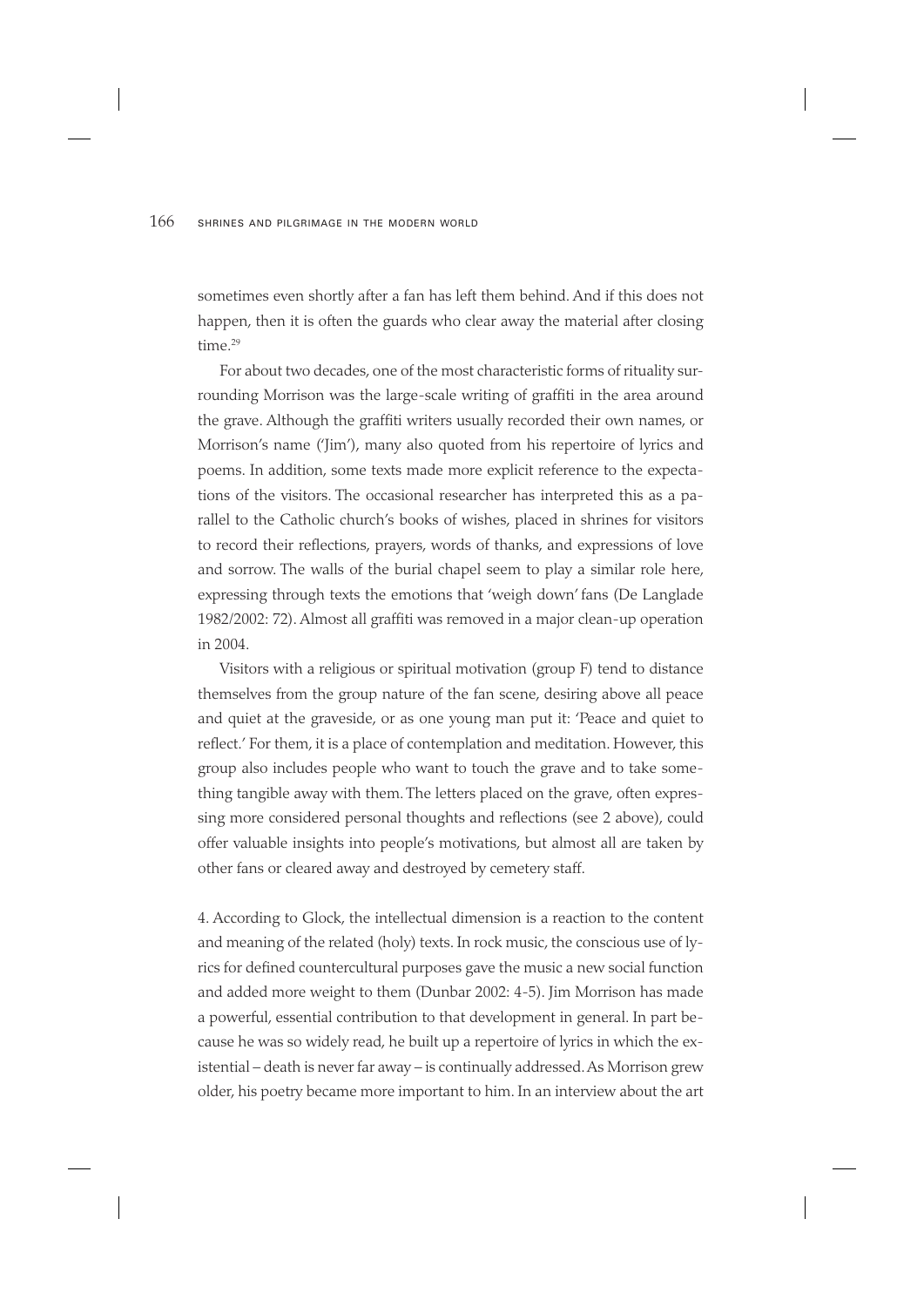sometimes even shortly after a fan has left them behind. And if this does not happen, then it is often the guards who clear away the material after closing time.[29]

For about two decades, one of the most characteristic forms of rituality surrounding Morrison was the large-scale writing of graffiti in the area around the grave. Although the graffiti writers usually recorded their own names, or Morrison's name ('Jim'), many also quoted from his repertoire of lyrics and poems. In addition, some texts made more explicit reference to the expectations of the visitors. The occasional researcher has interpreted this as a parallel to the Catholic church's books of wishes, placed in shrines for visitors to record their reflections, prayers, words of thanks, and expressions of love and sorrow. The walls of the burial chapel seem to play a similar role here, expressing through texts the emotions that 'weigh down' fans (De Langlade 1982/2002: 72). Almost all graffiti was removed in a major clean-up operation in 2004.

Visitors with a religious or spiritual motivation (group F) tend to distance themselves from the group nature of the fan scene, desiring above all peace and quiet at the graveside, or as one young man put it: 'Peace and quiet to reflect.' For them, it is a place of contemplation and meditation. However, this group also includes people who want to touch the grave and to take something tangible away with them. The letters placed on the grave, often expressing more considered personal thoughts and reflections (see 2 above), could offer valuable insights into people's motivations, but almost all are taken by other fans or cleared away and destroyed by cemetery staff.

4. According to Glock, the intellectual dimension is a reaction to the content and meaning of the related (holy) texts. In rock music, the conscious use of lyrics for defined countercultural purposes gave the music a new social function and added more weight to them (Dunbar 2002: 4-5). Jim Morrison has made a powerful, essential contribution to that development in general. In part because he was so widely read, he built up a repertoire of lyrics in which the existential – death is never far away – is continually addressed. As Morrison grew older, his poetry became more important to him. In an interview about the art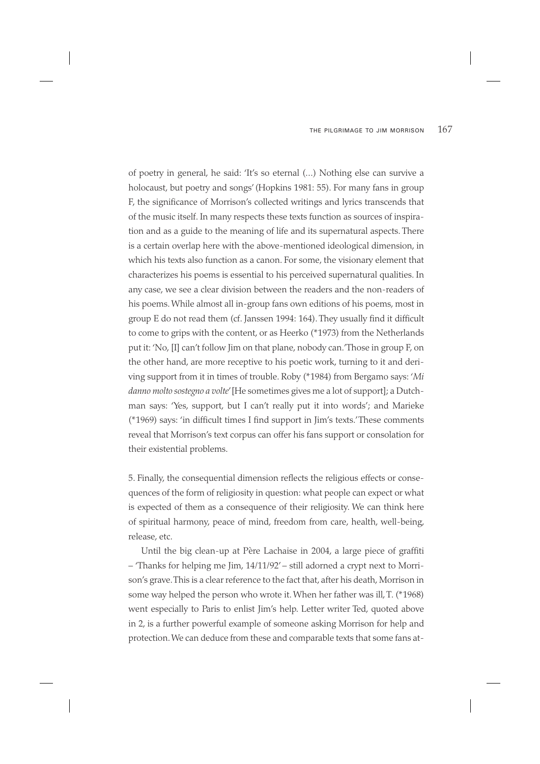of poetry in general, he said: 'It's so eternal (...) Nothing else can survive a holocaust, but poetry and songs' (Hopkins 1981: 55). For many fans in group F, the significance of Morrison's collected writings and lyrics transcends that of the music itself. In many respects these texts function as sources of inspiration and as a guide to the meaning of life and its supernatural aspects. There is a certain overlap here with the above-mentioned ideological dimension, in which his texts also function as a canon. For some, the visionary element that characterizes his poems is essential to his perceived supernatural qualities. In any case, we see a clear division between the readers and the non-readers of his poems. While almost all in-group fans own editions of his poems, most in group E do not read them (cf. Janssen 1994: 164). They usually find it difficult to come to grips with the content, or as Heerko (*1973) from the Netherlands put it: 'No, [I] can't follow Jim on that plane, nobody can.' Those in group F, on the other hand, are more receptive to his poetic work, turning to it and deriving support from it in times of trouble. Roby (*1984) from Bergamo says: '*Mi danno molto sostegno a volte*' [He sometimes gives me a lot of support]; a Dutchman says: 'Yes, support, but I can't really put it into words'; and Marieke (*1969) says: 'in difficult times I find support in Jim's texts.' These comments reveal that Morrison's text corpus can offer his fans support or consolation for their existential problems.

5. Finally, the consequential dimension reflects the religious effects or consequences of the form of religiosity in question: what people can expect or what is expected of them as a consequence of their religiosity. We can think here of spiritual harmony, peace of mind, freedom from care, health, well-being, release, etc.

Until the big clean-up at Père Lachaise in 2004, a large piece of graffiti – 'Thanks for helping me Jim, 14/11/92' – still adorned a crypt next to Morrison's grave. This is a clear reference to the fact that, after his death, Morrison in some way helped the person who wrote it. When her father was ill, T. (*1968) went especially to Paris to enlist Jim's help. Letter writer Ted, quoted above in 2, is a further powerful example of someone asking Morrison for help and protection. We can deduce from these and comparable texts that some fans at-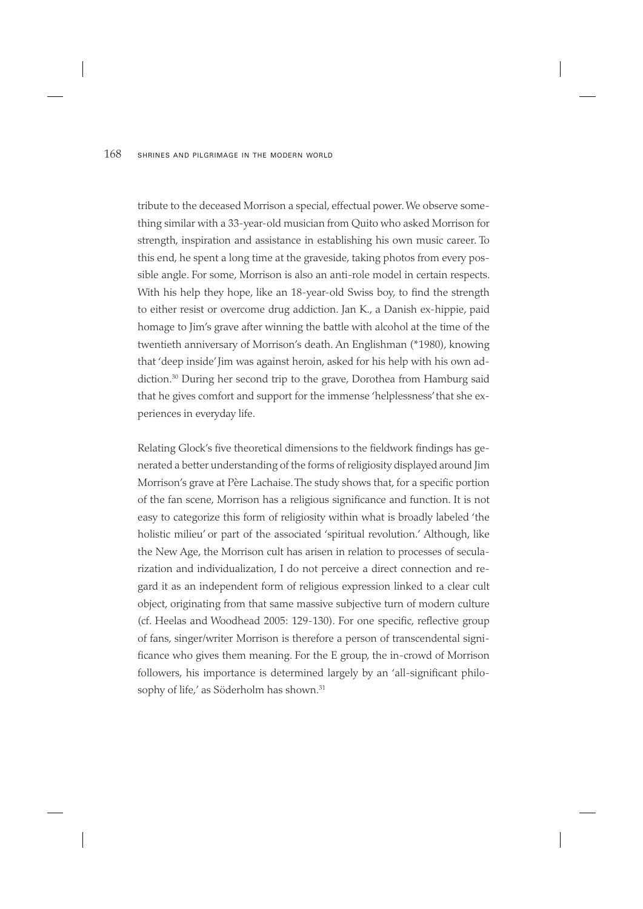tribute to the deceased Morrison a special, effectual power. We observe something similar with a 33-year-old musician from Quito who asked Morrison for strength, inspiration and assistance in establishing his own music career. To this end, he spent a long time at the graveside, taking photos from every possible angle. For some, Morrison is also an anti-role model in certain respects. With his help they hope, like an 18-year-old Swiss boy, to find the strength to either resist or overcome drug addiction. Jan K., a Danish ex-hippie, paid homage to Jim's grave after winning the battle with alcohol at the time of the twentieth anniversary of Morrison's death. An Englishman (*1980), knowing that 'deep inside' Jim was against heroin, asked for his help with his own addiction.[30] During her second trip to the grave, Dorothea from Hamburg said that he gives comfort and support for the immense 'helplessness' that she experiences in everyday life.

Relating Glock's five theoretical dimensions to the fieldwork findings has generated a better understanding of the forms of religiosity displayed around Jim Morrison's grave at Père Lachaise. The study shows that, for a specific portion of the fan scene, Morrison has a religious significance and function. It is not easy to categorize this form of religiosity within what is broadly labeled 'the holistic milieu' or part of the associated 'spiritual revolution.' Although, like the New Age, the Morrison cult has arisen in relation to processes of secularization and individualization, I do not perceive a direct connection and regard it as an independent form of religious expression linked to a clear cult object, originating from that same massive subjective turn of modern culture (cf. Heelas and Woodhead 2005: 129-130). For one specific, reflective group of fans, singer/writer Morrison is therefore a person of transcendental significance who gives them meaning. For the E group, the in-crowd of Morrison followers, his importance is determined largely by an 'all-significant philosophy of life,' as Söderholm has shown.[31]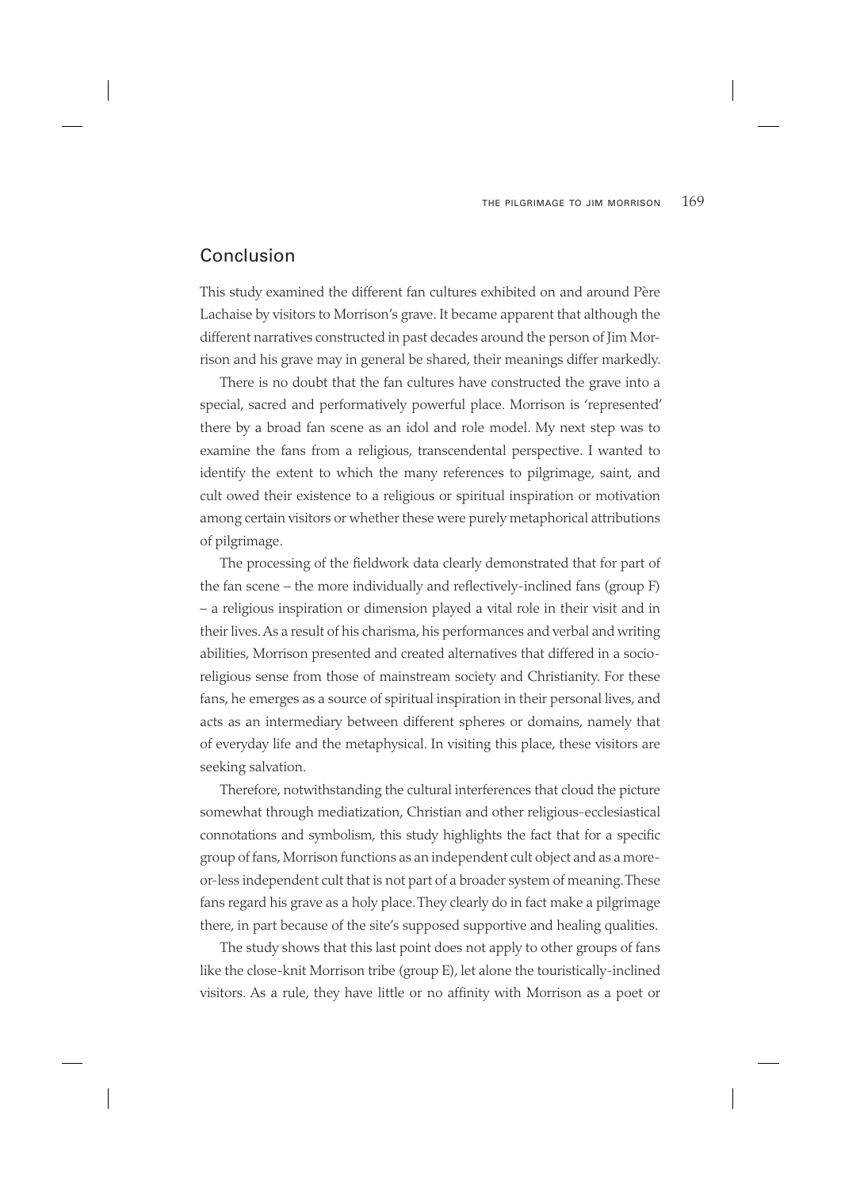## Conclusion

This study examined the different fan cultures exhibited on and around Père Lachaise by visitors to Morrison's grave. It became apparent that although the different narratives constructed in past decades around the person of Jim Morrison and his grave may in general be shared, their meanings differ markedly.

There is no doubt that the fan cultures have constructed the grave into a special, sacred and performatively powerful place. Morrison is 'represented' there by a broad fan scene as an idol and role model. My next step was to examine the fans from a religious, transcendental perspective. I wanted to identify the extent to which the many references to pilgrimage, saint, and cult owed their existence to a religious or spiritual inspiration or motivation among certain visitors or whether these were purely metaphorical attributions of pilgrimage.

The processing of the fieldwork data clearly demonstrated that for part of the fan scene – the more individually and reflectively-inclined fans (group F) – a religious inspiration or dimension played a vital role in their visit and in their lives. As a result of his charisma, his performances and verbal and writing abilities, Morrison presented and created alternatives that differed in a socio-religious sense from those of mainstream society and Christianity. For these fans, he emerges as a source of spiritual inspiration in their personal lives, and acts as an intermediary between different spheres or domains, namely that of everyday life and the metaphysical. In visiting this place, these visitors are seeking salvation.

Therefore, notwithstanding the cultural interferences that cloud the picture somewhat through mediatization, Christian and other religious-ecclesiastical connotations and symbolism, this study highlights the fact that for a specific group of fans, Morrison functions as an independent cult object and as a more-or-less independent cult that is not part of a broader system of meaning. These fans regard his grave as a holy place. They clearly do in fact make a pilgrimage there, in part because of the site's supposed supportive and healing qualities.

The study shows that this last point does not apply to other groups of fans like the close-knit Morrison tribe (group E), let alone the touristically-inclined visitors. As a rule, they have little or no affinity with Morrison as a poet or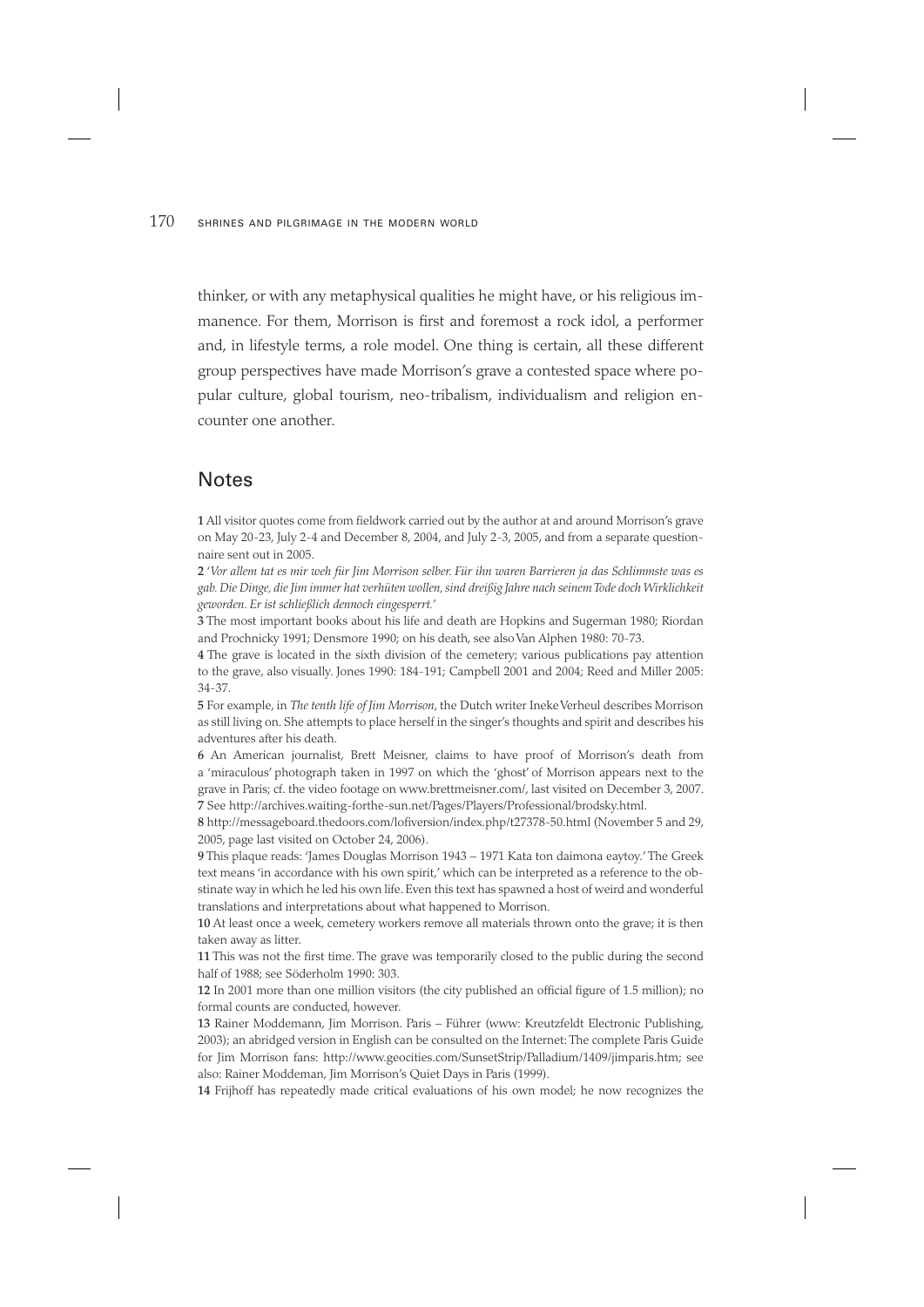thinker, or with any metaphysical qualities he might have, or his religious immanence. For them, Morrison is first and foremost a rock idol, a performer and, in lifestyle terms, a role model. One thing is certain, all these different group perspectives have made Morrison's grave a contested space where popular culture, global tourism, neo-tribalism, individualism and religion encounter one another.

## Notes

**1** All visitor quotes come from fieldwork carried out by the author at and around Morrison's grave on May 20-23, July 2-4 and December 8, 2004, and July 2-3, 2005, and from a separate questionnaire sent out in 2005.

**2** *'Vor allem tat es mir weh für Jim Morrison selber. Für ihn waren Barrieren ja das Schlimmste was es gab. Die Dinge, die Jim immer hat verhüten wollen, sind dreißig Jahre nach seinem Tode doch Wirklichkeit geworden. Er ist schließlich dennoch eingesperrt.'*

**3** The most important books about his life and death are Hopkins and Sugerman 1980; Riordan and Prochnicky 1991; Densmore 1990; on his death, see also Van Alphen 1980: 70-73.

**4** The grave is located in the sixth division of the cemetery; various publications pay attention to the grave, also visually. Jones 1990: 184-191; Campbell 2001 and 2004; Reed and Miller 2005: 34-37.

**5** For example, in *The tenth life of Jim Morrison*, the Dutch writer Ineke Verheul describes Morrison as still living on. She attempts to place herself in the singer's thoughts and spirit and describes his adventures after his death.

**6** An American journalist, Brett Meisner, claims to have proof of Morrison's death from a 'miraculous' photograph taken in 1997 on which the 'ghost' of Morrison appears next to the grave in Paris; cf. the video footage on www.brettmeisner.com/, last visited on December 3, 2007.

**7** See http://archives.waiting-forthe-sun.net/Pages/Players/Professional/brodsky.html.

**8** http://messageboard.thedoors.com/lofiversion/index.php/t27378-50.html (November 5 and 29, 2005, page last visited on October 24, 2006).

**9** This plaque reads: 'James Douglas Morrison 1943 – 1971 Kata ton daimona eaytoy.' The Greek text means 'in accordance with his own spirit,' which can be interpreted as a reference to the obstinate way in which he led his own life. Even this text has spawned a host of weird and wonderful translations and interpretations about what happened to Morrison.

**10** At least once a week, cemetery workers remove all materials thrown onto the grave; it is then taken away as litter.

**11** This was not the first time. The grave was temporarily closed to the public during the second half of 1988; see Söderholm 1990: 303.

**12** In 2001 more than one million visitors (the city published an official figure of 1.5 million); no formal counts are conducted, however.

**13** Rainer Moddemann, Jim Morrison. Paris – Führer (www: Kreutzfeldt Electronic Publishing, 2003); an abridged version in English can be consulted on the Internet: The complete Paris Guide for Jim Morrison fans: http://www.geocities.com/SunsetStrip/Palladium/1409/jimparis.htm; see also: Rainer Moddeman, Jim Morrison's Quiet Days in Paris (1999).

**14** Frijhoff has repeatedly made critical evaluations of his own model; he now recognizes the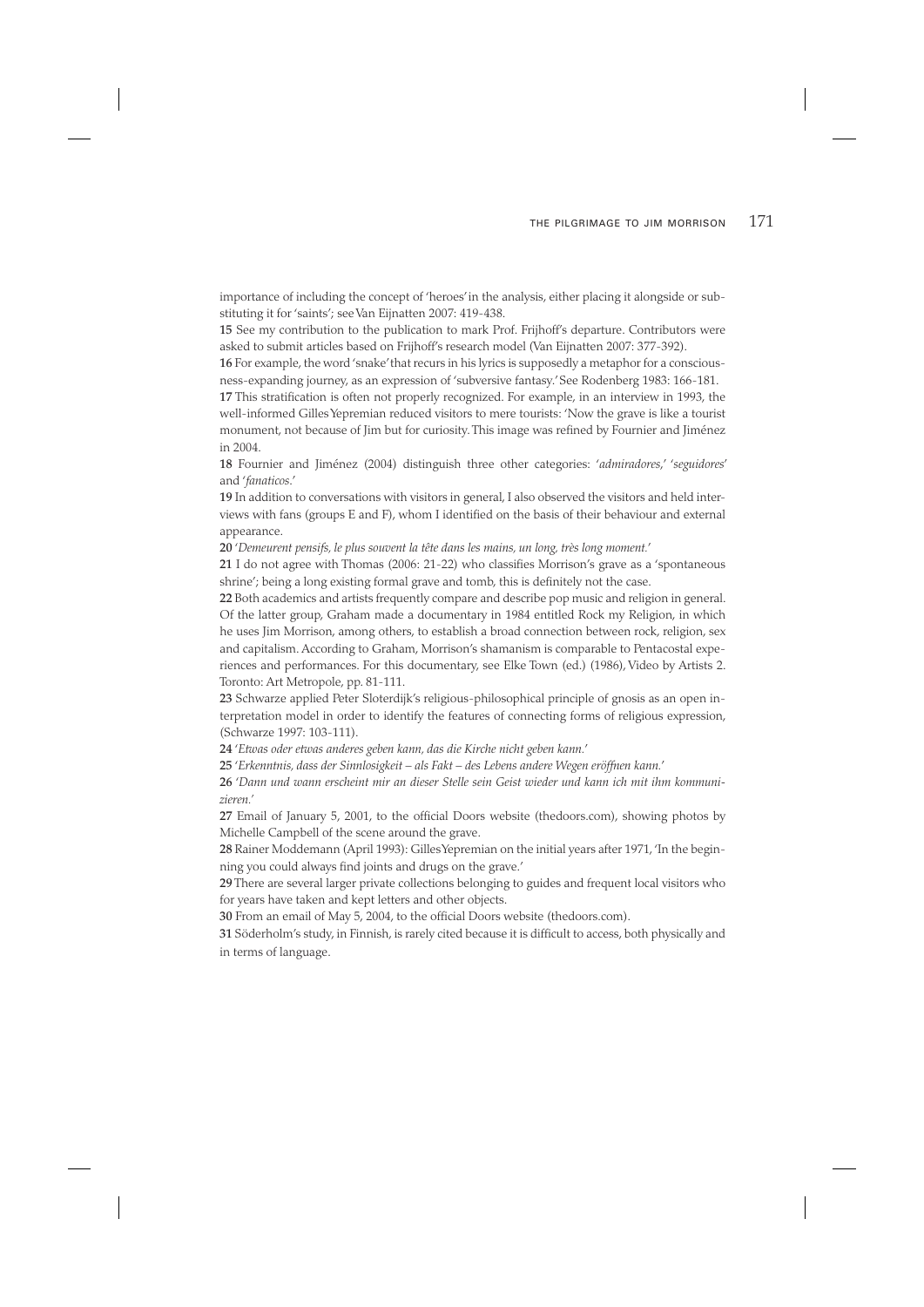importance of including the concept of 'heroes' in the analysis, either placing it alongside or substituting it for 'saints'; see Van Eijnatten 2007: 419-438.

**15** See my contribution to the publication to mark Prof. Frijhoff's departure. Contributors were asked to submit articles based on Frijhoff's research model (Van Eijnatten 2007: 377-392).

**16** For example, the word 'snake' that recurs in his lyrics is supposedly a metaphor for a consciousness-expanding journey, as an expression of 'subversive fantasy.' See Rodenberg 1983: 166-181.

**17** This stratification is often not properly recognized. For example, in an interview in 1993, the well-informed Gilles Yepremian reduced visitors to mere tourists: 'Now the grave is like a tourist monument, not because of Jim but for curiosity. This image was refined by Fournier and Jiménez in 2004.

**18** Fournier and Jiménez (2004) distinguish three other categories: '*admiradores*,' '*seguidores*' and '*fanaticos*.'

**19** In addition to conversations with visitors in general, I also observed the visitors and held interviews with fans (groups E and F), whom I identified on the basis of their behaviour and external appearance.

**20** '*Demeurent pensifs, le plus souvent la tête dans les mains, un long, très long moment.*'

**21** I do not agree with Thomas (2006: 21-22) who classifies Morrison's grave as a 'spontaneous shrine'; being a long existing formal grave and tomb, this is definitely not the case.

**22** Both academics and artists frequently compare and describe pop music and religion in general. Of the latter group, Graham made a documentary in 1984 entitled Rock my Religion, in which he uses Jim Morrison, among others, to establish a broad connection between rock, religion, sex and capitalism. According to Graham, Morrison's shamanism is comparable to Pentacostal experiences and performances. For this documentary, see Elke Town (ed.) (1986), Video by Artists 2. Toronto: Art Metropole, pp. 81-111.

**23** Schwarze applied Peter Sloterdijk's religious-philosophical principle of gnosis as an open interpretation model in order to identify the features of connecting forms of religious expression, (Schwarze 1997: 103-111).

**24** '*Etwas oder etwas anderes geben kann, das die Kirche nicht geben kann.*'

**25** '*Erkenntnis, dass der Sinnlosigkeit – als Fakt – des Lebens andere Wegen eröffnen kann.*'

**26** '*Dann und wann erscheint mir an dieser Stelle sein Geist wieder und kann ich mit ihm kommunizieren.*'

**27** Email of January 5, 2001, to the official Doors website (thedoors.com), showing photos by Michelle Campbell of the scene around the grave.

**28** Rainer Moddemann (April 1993): Gilles Yepremian on the initial years after 1971, 'In the beginning you could always find joints and drugs on the grave.'

**29** There are several larger private collections belonging to guides and frequent local visitors who for years have taken and kept letters and other objects.

**30** From an email of May 5, 2004, to the official Doors website (thedoors.com).

**31** Söderholm's study, in Finnish, is rarely cited because it is difficult to access, both physically and in terms of language.